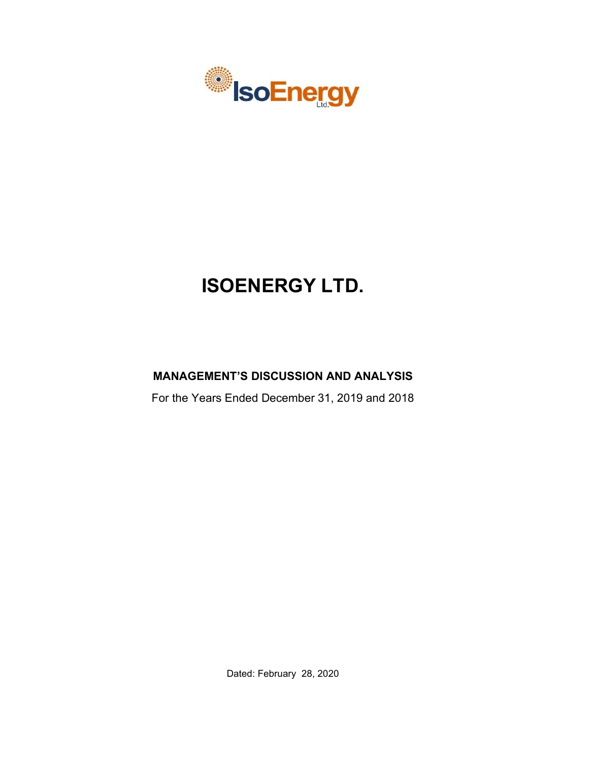# ISOENERGY LTD.

## MANAGEMENT'S DISCUSSION AND ANALYSIS

For the Years Ended December 31, 2019 and 2018

Dated: February 28, 2020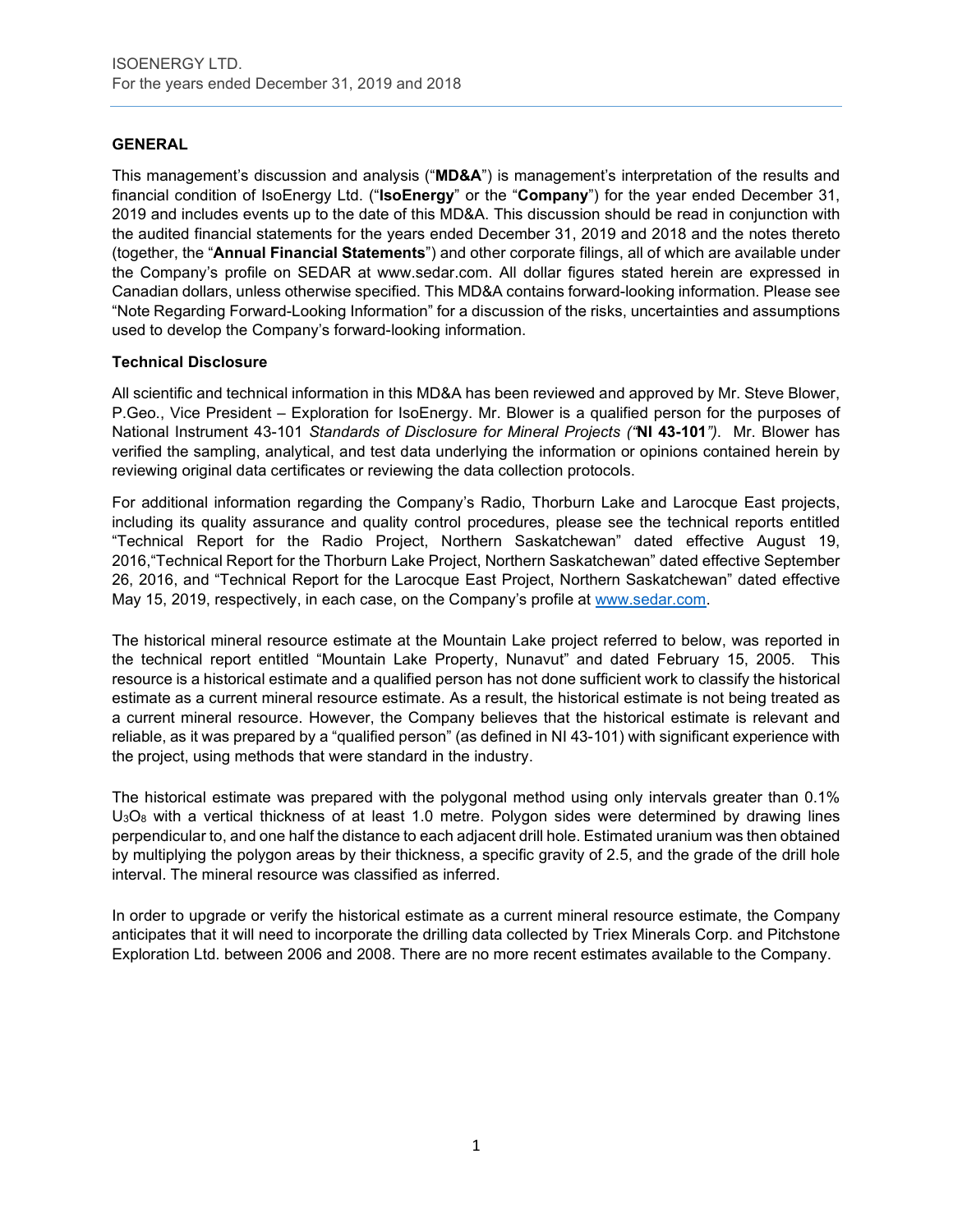## GENERAL

This management's discussion and analysis ("**MD&A**") is management's interpretation of the results and financial condition of IsoEnergy Ltd. ("**IsoEnergy**" or the "**Company**") for the year ended December 31, 2019 and includes events up to the date of this MD&A. This discussion should be read in conjunction with the audited financial statements for the years ended December 31, 2019 and 2018 and the notes thereto (together, the "**Annual Financial Statements**") and other corporate filings, all of which are available under the Company's profile on SEDAR at www.sedar.com. All dollar figures stated herein are expressed in Canadian dollars, unless otherwise specified. This MD&A contains forward-looking information. Please see "Note Regarding Forward-Looking Information" for a discussion of the risks, uncertainties and assumptions used to develop the Company's forward-looking information.

### Technical Disclosure

All scientific and technical information in this MD&A has been reviewed and approved by Mr. Steve Blower, P.Geo., Vice President – Exploration for IsoEnergy. Mr. Blower is a qualified person for the purposes of National Instrument 43-101 *Standards of Disclosure for Mineral Projects ("***NI 43-101***")*. Mr. Blower has verified the sampling, analytical, and test data underlying the information or opinions contained herein by reviewing original data certificates or reviewing the data collection protocols.

For additional information regarding the Company's Radio, Thorburn Lake and Larocque East projects, including its quality assurance and quality control procedures, please see the technical reports entitled "Technical Report for the Radio Project, Northern Saskatchewan" dated effective August 19, 2016,"Technical Report for the Thorburn Lake Project, Northern Saskatchewan" dated effective September 26, 2016, and "Technical Report for the Larocque East Project, Northern Saskatchewan" dated effective May 15, 2019, respectively, in each case, on the Company's profile at www.sedar.com.

The historical mineral resource estimate at the Mountain Lake project referred to below, was reported in the technical report entitled "Mountain Lake Property, Nunavut" and dated February 15, 2005. This resource is a historical estimate and a qualified person has not done sufficient work to classify the historical estimate as a current mineral resource estimate. As a result, the historical estimate is not being treated as a current mineral resource. However, the Company believes that the historical estimate is relevant and reliable, as it was prepared by a "qualified person" (as defined in NI 43-101) with significant experience with the project, using methods that were standard in the industry.

The historical estimate was prepared with the polygonal method using only intervals greater than 0.1% $U_3O_8$ with a vertical thickness of at least 1.0 metre. Polygon sides were determined by drawing lines perpendicular to, and one half the distance to each adjacent drill hole. Estimated uranium was then obtained by multiplying the polygon areas by their thickness, a specific gravity of 2.5, and the grade of the drill hole interval. The mineral resource was classified as inferred.

In order to upgrade or verify the historical estimate as a current mineral resource estimate, the Company anticipates that it will need to incorporate the drilling data collected by Triex Minerals Corp. and Pitchstone Exploration Ltd. between 2006 and 2008. There are no more recent estimates available to the Company.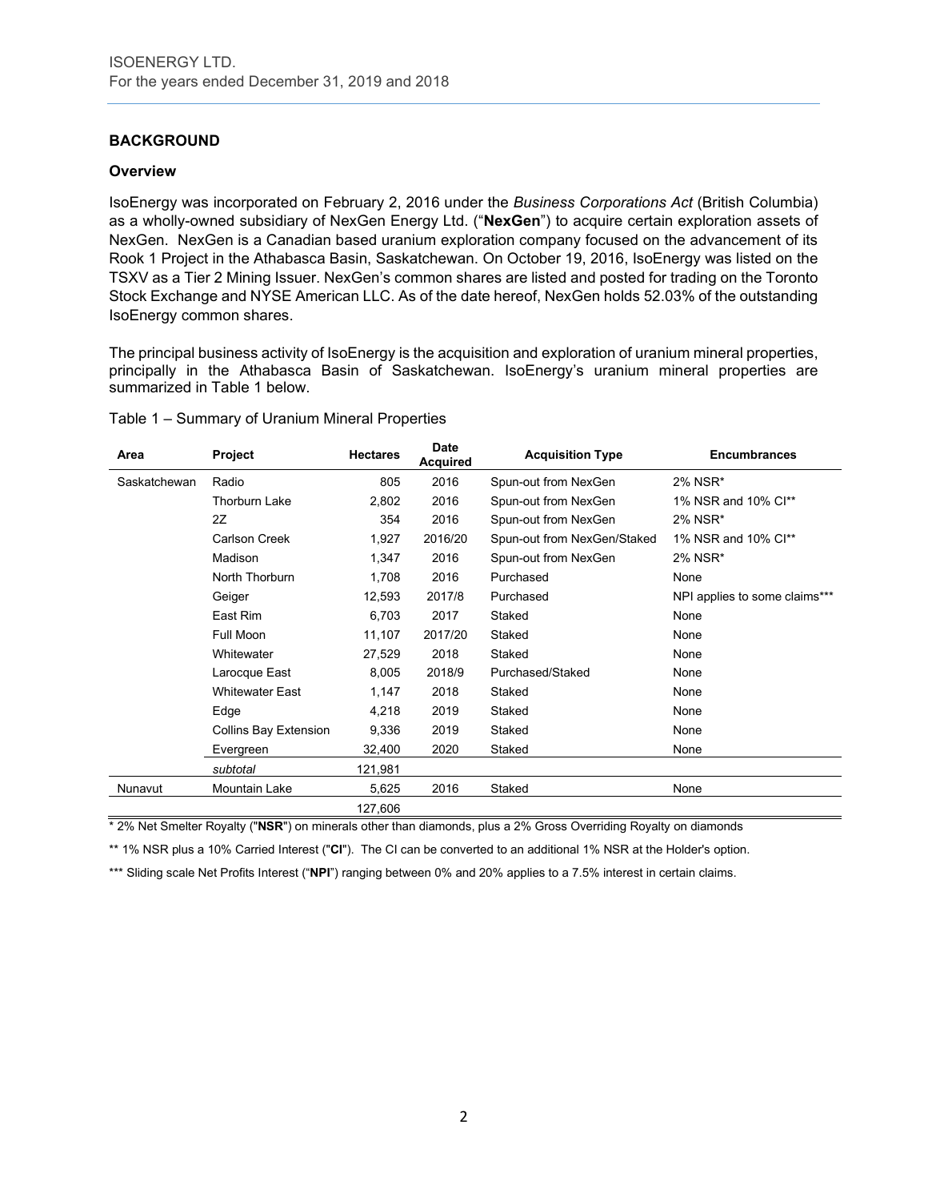## BACKGROUND

### Overview

IsoEnergy was incorporated on February 2, 2016 under the *Business Corporations Act* (British Columbia) as a wholly-owned subsidiary of NexGen Energy Ltd. ("**NexGen**") to acquire certain exploration assets of NexGen. NexGen is a Canadian based uranium exploration company focused on the advancement of its Rook 1 Project in the Athabasca Basin, Saskatchewan. On October 19, 2016, IsoEnergy was listed on the TSXV as a Tier 2 Mining Issuer. NexGen's common shares are listed and posted for trading on the Toronto Stock Exchange and NYSE American LLC. As of the date hereof, NexGen holds 52.03% of the outstanding IsoEnergy common shares.

The principal business activity of IsoEnergy is the acquisition and exploration of uranium mineral properties, principally in the Athabasca Basin of Saskatchewan. IsoEnergy's uranium mineral properties are summarized in Table 1 below.

Table 1 – Summary of Uranium Mineral Properties

| Area | Project | Hectares | Date Acquired | Acquisition Type | Encumbrances |
|---|---|---|---|---|---|
| Saskatchewan | Radio | 805 | 2016 | Spun-out from NexGen | 2% NSR* |
| | Thorburn Lake | 2,802 | 2016 | Spun-out from NexGen | 1% NSR and 10% CI** |
| | 2Z | 354 | 2016 | Spun-out from NexGen | 2% NSR* |
| | Carlson Creek | 1,927 | 2016/20 | Spun-out from NexGen/Staked | 1% NSR and 10% CI** |
| | Madison | 1,347 | 2016 | Spun-out from NexGen | 2% NSR* |
| | North Thorburn | 1,708 | 2016 | Purchased | None |
| | Geiger | 12,593 | 2017/8 | Purchased | NPI applies to some claims*** |
| | East Rim | 6,703 | 2017 | Staked | None |
| | Full Moon | 11,107 | 2017/20 | Staked | None |
| | Whitewater | 27,529 | 2018 | Staked | None |
| | Larocque East | 8,005 | 2018/9 | Purchased/Staked | None |
| | Whitewater East | 1,147 | 2018 | Staked | None |
| | Edge | 4,218 | 2019 | Staked | None |
| | Collins Bay Extension | 9,336 | 2019 | Staked | None |
| | Evergreen | 32,400 | 2020 | Staked | None |
| | *subtotal* | 121,981 | | | |
| Nunavut | Mountain Lake | 5,625 | 2016 | Staked | None |
| | | 127,606 | | | |

\* 2% Net Smelter Royalty ("**NSR**") on minerals other than diamonds, plus a 2% Gross Overriding Royalty on diamonds

** 1% NSR plus a 10% Carried Interest ("**CI**"). The CI can be converted to an additional 1% NSR at the Holder's option.

*** Sliding scale Net Profits Interest ("**NPI**") ranging between 0% and 20% applies to a 7.5% interest in certain claims.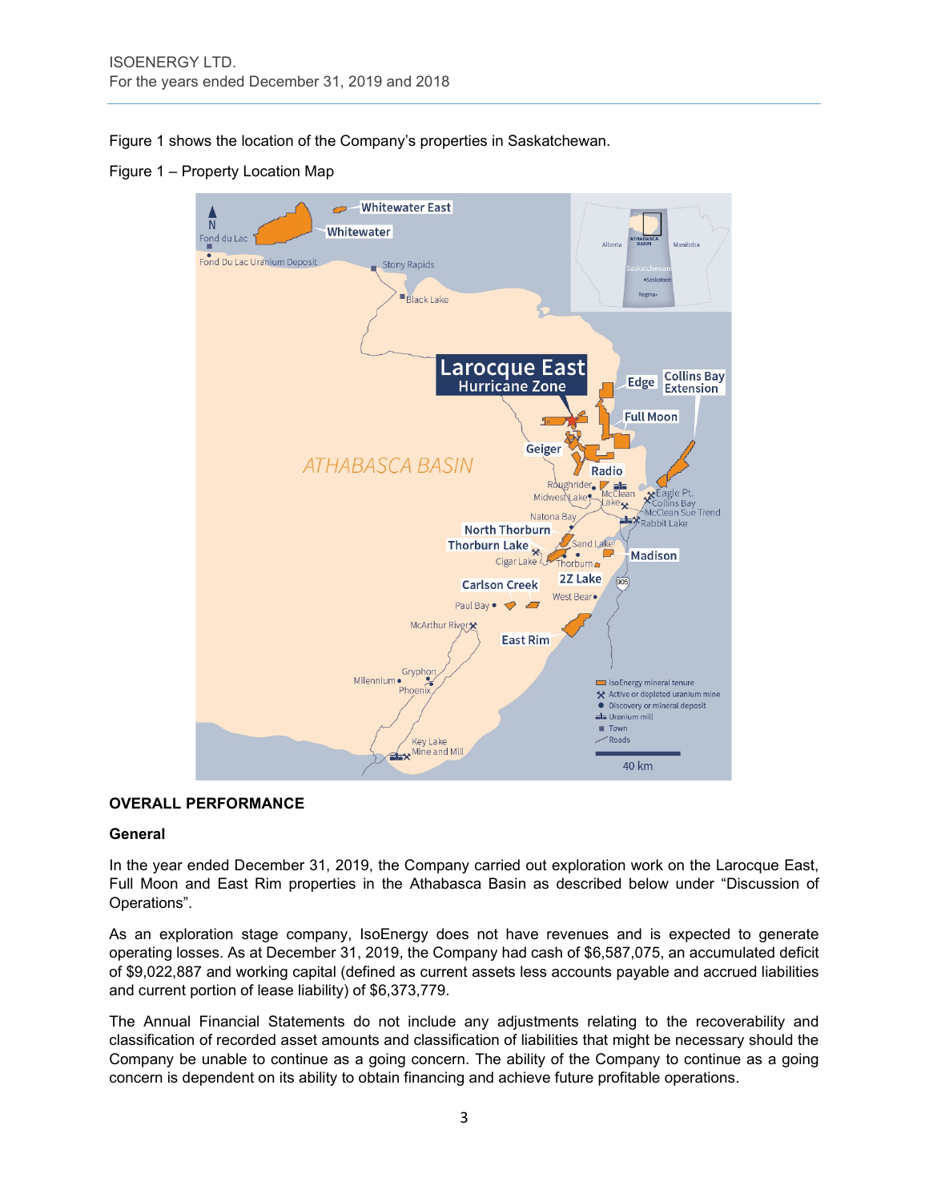Figure 1 shows the location of the Company's properties in Saskatchewan.

Figure 1 – Property Location Map

## OVERALL PERFORMANCE

### General

In the year ended December 31, 2019, the Company carried out exploration work on the Larocque East, Full Moon and East Rim properties in the Athabasca Basin as described below under "Discussion of Operations".

As an exploration stage company, IsoEnergy does not have revenues and is expected to generate operating losses. As at December 31, 2019, the Company had cash of $6,587,075, an accumulated deficit of $9,022,887 and working capital (defined as current assets less accounts payable and accrued liabilities and current portion of lease liability) of $6,373,779.

The Annual Financial Statements do not include any adjustments relating to the recoverability and classification of recorded asset amounts and classification of liabilities that might be necessary should the Company be unable to continue as a going concern. The ability of the Company to continue as a going concern is dependent on its ability to obtain financing and achieve future profitable operations.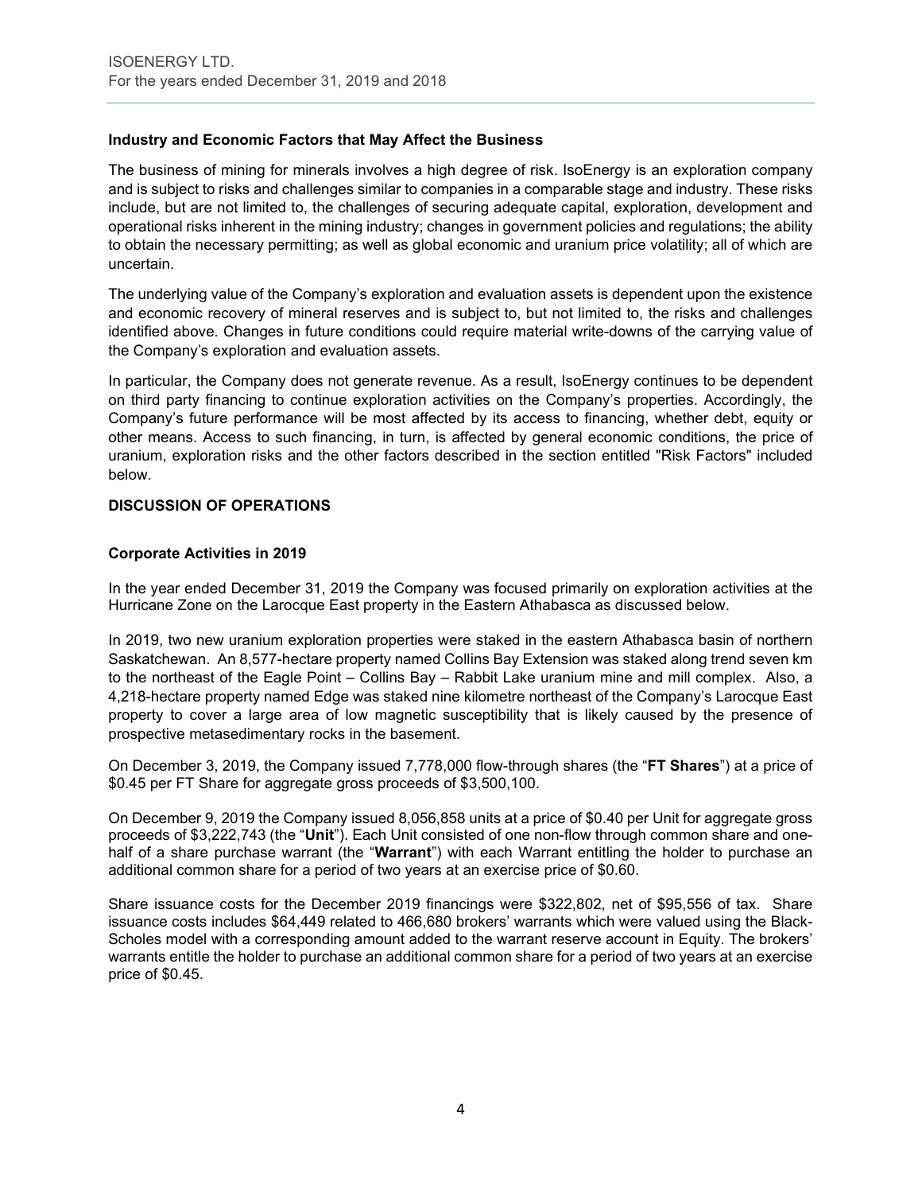### Industry and Economic Factors that May Affect the Business

The business of mining for minerals involves a high degree of risk. IsoEnergy is an exploration company and is subject to risks and challenges similar to companies in a comparable stage and industry. These risks include, but are not limited to, the challenges of securing adequate capital, exploration, development and operational risks inherent in the mining industry; changes in government policies and regulations; the ability to obtain the necessary permitting; as well as global economic and uranium price volatility; all of which are uncertain.

The underlying value of the Company's exploration and evaluation assets is dependent upon the existence and economic recovery of mineral reserves and is subject to, but not limited to, the risks and challenges identified above. Changes in future conditions could require material write-downs of the carrying value of the Company's exploration and evaluation assets.

In particular, the Company does not generate revenue. As a result, IsoEnergy continues to be dependent on third party financing to continue exploration activities on the Company's properties. Accordingly, the Company's future performance will be most affected by its access to financing, whether debt, equity or other means. Access to such financing, in turn, is affected by general economic conditions, the price of uranium, exploration risks and the other factors described in the section entitled "Risk Factors" included below.

## DISCUSSION OF OPERATIONS

### Corporate Activities in 2019

In the year ended December 31, 2019 the Company was focused primarily on exploration activities at the Hurricane Zone on the Larocque East property in the Eastern Athabasca as discussed below.

In 2019, two new uranium exploration properties were staked in the eastern Athabasca basin of northern Saskatchewan. An 8,577-hectare property named Collins Bay Extension was staked along trend seven km to the northeast of the Eagle Point – Collins Bay – Rabbit Lake uranium mine and mill complex. Also, a 4,218-hectare property named Edge was staked nine kilometre northeast of the Company's Larocque East property to cover a large area of low magnetic susceptibility that is likely caused by the presence of prospective metasedimentary rocks in the basement.

On December 3, 2019, the Company issued 7,778,000 flow-through shares (the "**FT Shares**") at a price of $0.45 per FT Share for aggregate gross proceeds of $3,500,100.

On December 9, 2019 the Company issued 8,056,858 units at a price of $0.40 per Unit for aggregate gross proceeds of $3,222,743 (the "**Unit**"). Each Unit consisted of one non-flow through common share and one-half of a share purchase warrant (the "**Warrant**") with each Warrant entitling the holder to purchase an additional common share for a period of two years at an exercise price of $0.60.

Share issuance costs for the December 2019 financings were $322,802, net of $95,556 of tax. Share issuance costs includes $64,449 related to 466,680 brokers' warrants which were valued using the Black-Scholes model with a corresponding amount added to the warrant reserve account in Equity. The brokers' warrants entitle the holder to purchase an additional common share for a period of two years at an exercise price of $0.45.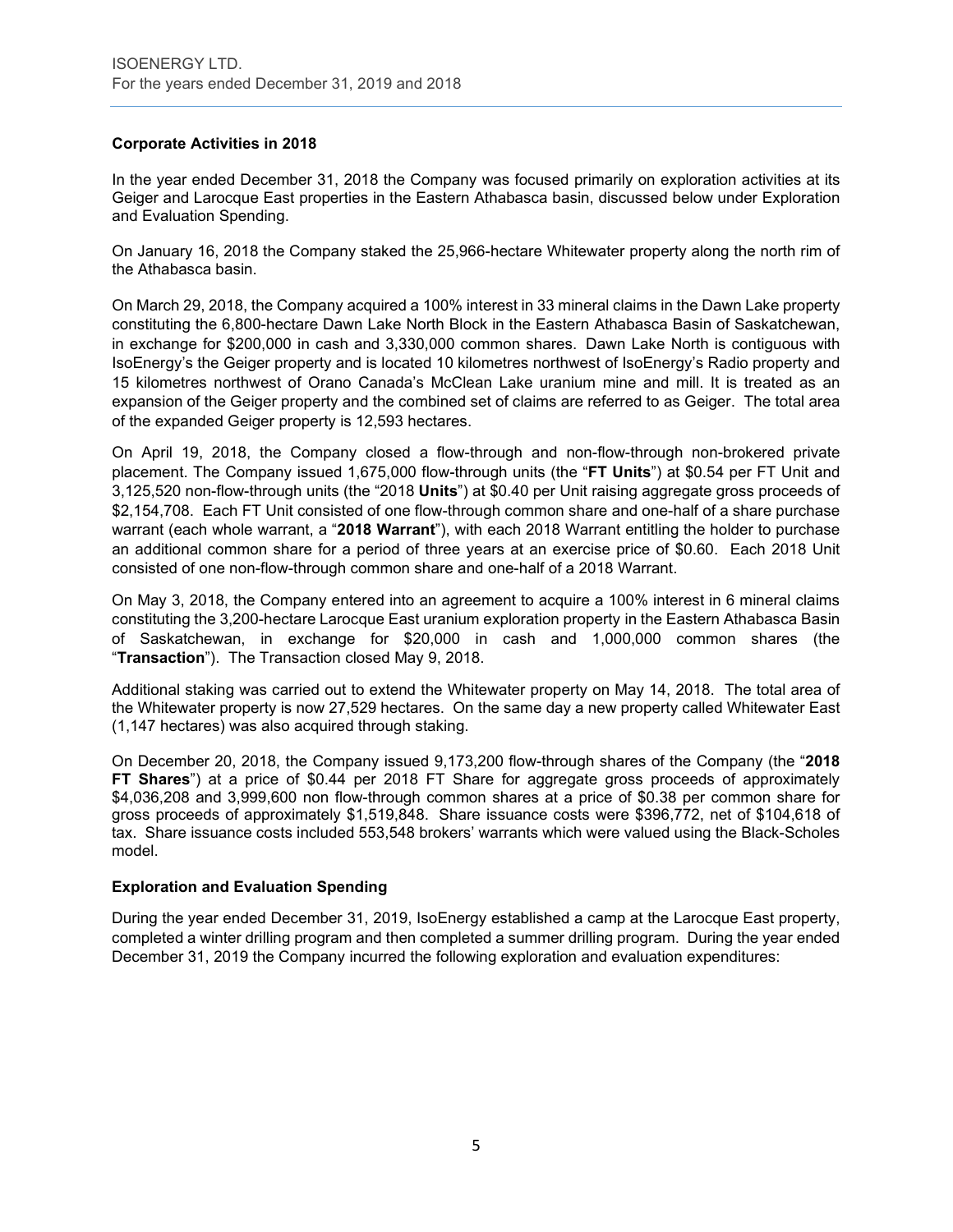## Corporate Activities in 2018

In the year ended December 31, 2018 the Company was focused primarily on exploration activities at its Geiger and Larocque East properties in the Eastern Athabasca basin, discussed below under Exploration and Evaluation Spending.

On January 16, 2018 the Company staked the 25,966-hectare Whitewater property along the north rim of the Athabasca basin.

On March 29, 2018, the Company acquired a 100% interest in 33 mineral claims in the Dawn Lake property constituting the 6,800-hectare Dawn Lake North Block in the Eastern Athabasca Basin of Saskatchewan, in exchange for $200,000 in cash and 3,330,000 common shares. Dawn Lake North is contiguous with IsoEnergy's the Geiger property and is located 10 kilometres northwest of IsoEnergy's Radio property and 15 kilometres northwest of Orano Canada's McClean Lake uranium mine and mill. It is treated as an expansion of the Geiger property and the combined set of claims are referred to as Geiger. The total area of the expanded Geiger property is 12,593 hectares.

On April 19, 2018, the Company closed a flow-through and non-flow-through non-brokered private placement. The Company issued 1,675,000 flow-through units (the "**FT Units**") at $0.54 per FT Unit and 3,125,520 non-flow-through units (the "2018 **Units**") at $0.40 per Unit raising aggregate gross proceeds of $2,154,708. Each FT Unit consisted of one flow-through common share and one-half of a share purchase warrant (each whole warrant, a "**2018 Warrant**"), with each 2018 Warrant entitling the holder to purchase an additional common share for a period of three years at an exercise price of $0.60. Each 2018 Unit consisted of one non-flow-through common share and one-half of a 2018 Warrant.

On May 3, 2018, the Company entered into an agreement to acquire a 100% interest in 6 mineral claims constituting the 3,200-hectare Larocque East uranium exploration property in the Eastern Athabasca Basin of Saskatchewan, in exchange for $20,000 in cash and 1,000,000 common shares (the "**Transaction**"). The Transaction closed May 9, 2018.

Additional staking was carried out to extend the Whitewater property on May 14, 2018. The total area of the Whitewater property is now 27,529 hectares. On the same day a new property called Whitewater East (1,147 hectares) was also acquired through staking.

On December 20, 2018, the Company issued 9,173,200 flow-through shares of the Company (the "**2018 FT Shares**") at a price of $0.44 per 2018 FT Share for aggregate gross proceeds of approximately $4,036,208 and 3,999,600 non flow-through common shares at a price of $0.38 per common share for gross proceeds of approximately $1,519,848. Share issuance costs were $396,772, net of $104,618 of tax. Share issuance costs included 553,548 brokers' warrants which were valued using the Black-Scholes model.

## Exploration and Evaluation Spending

During the year ended December 31, 2019, IsoEnergy established a camp at the Larocque East property, completed a winter drilling program and then completed a summer drilling program. During the year ended December 31, 2019 the Company incurred the following exploration and evaluation expenditures: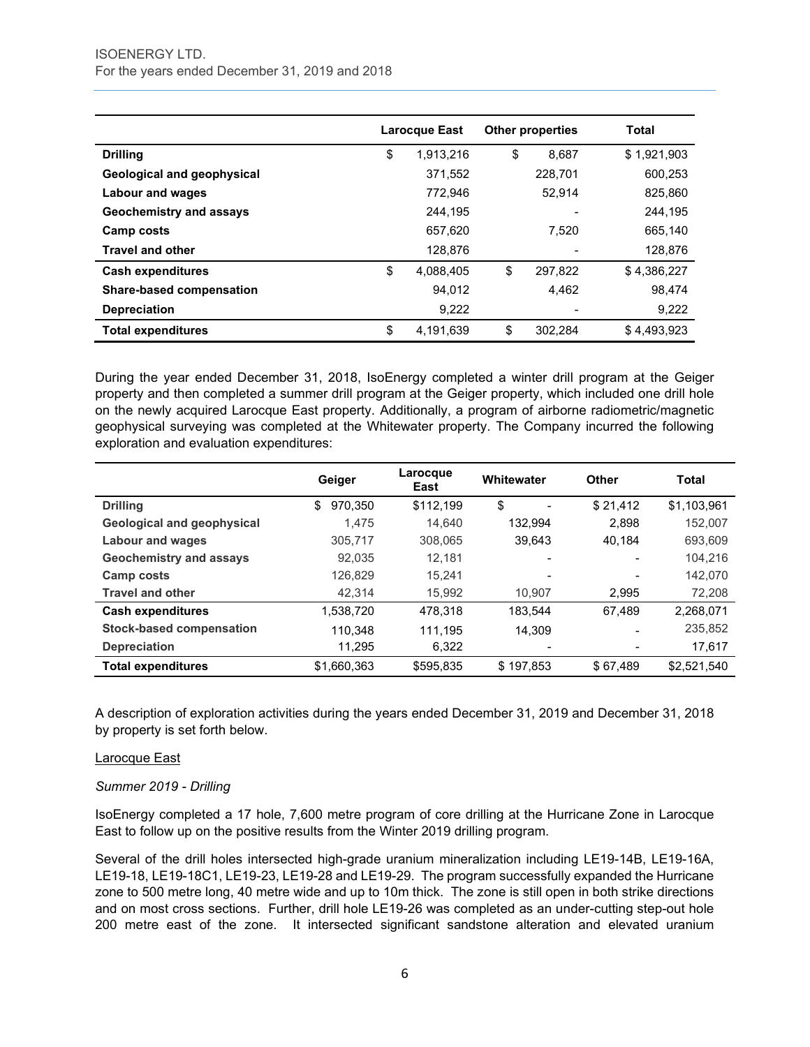| | Larocque East | Other properties | Total |
|---|---|---|---|
| **Drilling** | $ 1,913,216 | $ 8,687 | $ 1,921,903 |
| **Geological and geophysical** | 371,552 | 228,701 | 600,253 |
| **Labour and wages** | 772,946 | 52,914 | 825,860 |
| **Geochemistry and assays** | 244,195 | - | 244,195 |
| **Camp costs** | 657,620 | 7,520 | 665,140 |
| **Travel and other** | 128,876 | - | 128,876 |
| **Cash expenditures** | $ 4,088,405 | $ 297,822 | $ 4,386,227 |
| **Share-based compensation** | 94,012 | 4,462 | 98,474 |
| **Depreciation** | 9,222 | - | 9,222 |
| **Total expenditures** | $ 4,191,639 | $ 302,284 | $ 4,493,923 |

During the year ended December 31, 2018, IsoEnergy completed a winter drill program at the Geiger property and then completed a summer drill program at the Geiger property, which included one drill hole on the newly acquired Larocque East property. Additionally, a program of airborne radiometric/magnetic geophysical surveying was completed at the Whitewater property. The Company incurred the following exploration and evaluation expenditures:

| | Geiger | Larocque East | Whitewater | Other | Total |
|---|---|---|---|---|---|
| **Drilling** | $ 970,350 | $112,199 | $ - | $ 21,412 | $1,103,961 |
| **Geological and geophysical** | 1,475 | 14,640 | 132,994 | 2,898 | 152,007 |
| **Labour and wages** | 305,717 | 308,065 | 39,643 | 40,184 | 693,609 |
| **Geochemistry and assays** | 92,035 | 12,181 | - | - | 104,216 |
| **Camp costs** | 126,829 | 15,241 | - | - | 142,070 |
| **Travel and other** | 42,314 | 15,992 | 10,907 | 2,995 | 72,208 |
| **Cash expenditures** | 1,538,720 | 478,318 | 183,544 | 67,489 | 2,268,071 |
| **Stock-based compensation** | 110,348 | 111,195 | 14,309 | - | 235,852 |
| **Depreciation** | 11,295 | 6,322 | - | - | 17,617 |
| **Total expenditures** | $1,660,363 | $595,835 | $ 197,853 | $ 67,489 | $2,521,540 |

A description of exploration activities during the years ended December 31, 2019 and December 31, 2018 by property is set forth below.

Larocque East

*Summer 2019 - Drilling*

IsoEnergy completed a 17 hole, 7,600 metre program of core drilling at the Hurricane Zone in Larocque East to follow up on the positive results from the Winter 2019 drilling program.

Several of the drill holes intersected high-grade uranium mineralization including LE19-14B, LE19-16A, LE19-18, LE19-18C1, LE19-23, LE19-28 and LE19-29. The program successfully expanded the Hurricane zone to 500 metre long, 40 metre wide and up to 10m thick. The zone is still open in both strike directions and on most cross sections. Further, drill hole LE19-26 was completed as an under-cutting step-out hole 200 metre east of the zone. It intersected significant sandstone alteration and elevated uranium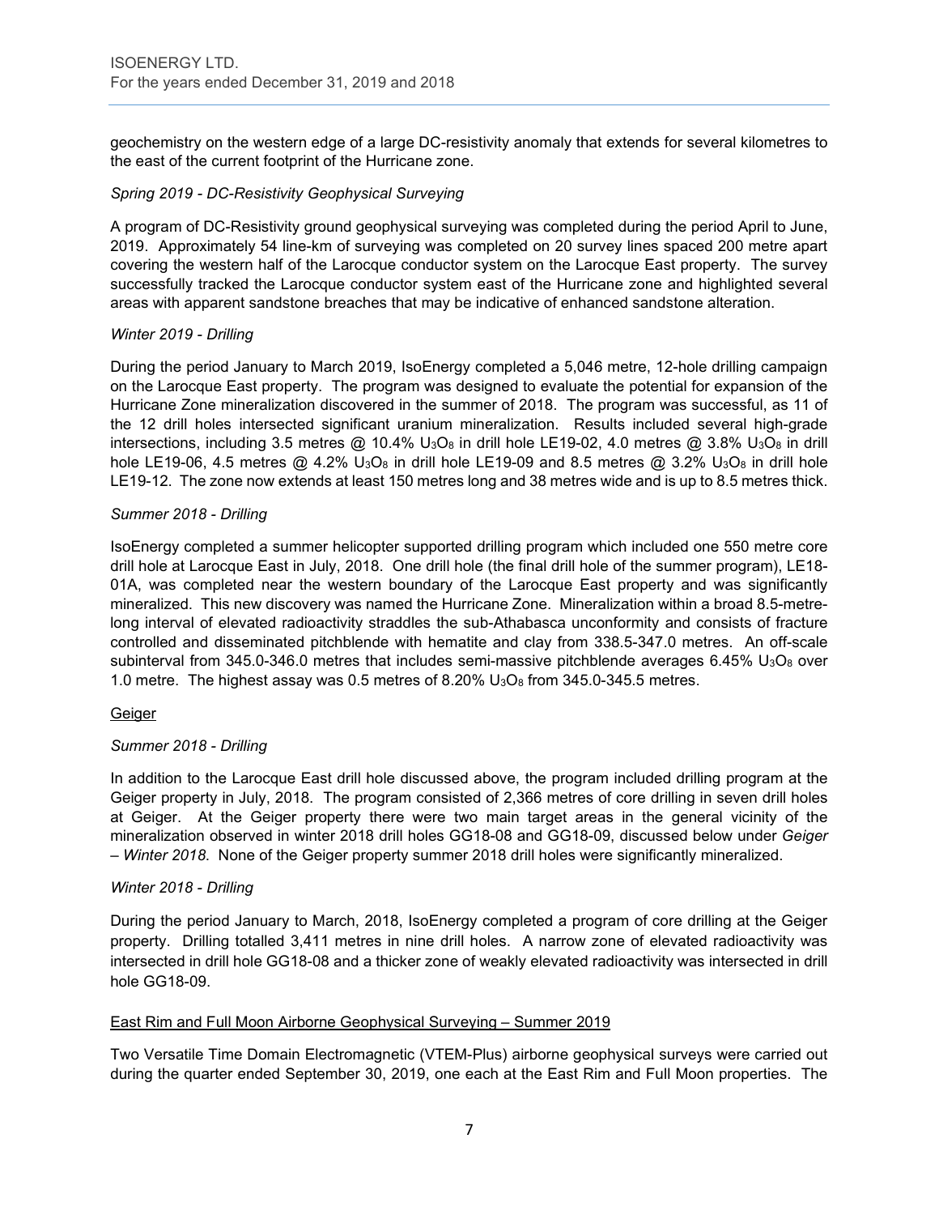geochemistry on the western edge of a large DC-resistivity anomaly that extends for several kilometres to the east of the current footprint of the Hurricane zone.

*Spring 2019 - DC-Resistivity Geophysical Surveying*

A program of DC-Resistivity ground geophysical surveying was completed during the period April to June, 2019. Approximately 54 line-km of surveying was completed on 20 survey lines spaced 200 metre apart covering the western half of the Larocque conductor system on the Larocque East property. The survey successfully tracked the Larocque conductor system east of the Hurricane zone and highlighted several areas with apparent sandstone breaches that may be indicative of enhanced sandstone alteration.

*Winter 2019 - Drilling*

During the period January to March 2019, IsoEnergy completed a 5,046 metre, 12-hole drilling campaign on the Larocque East property. The program was designed to evaluate the potential for expansion of the Hurricane Zone mineralization discovered in the summer of 2018. The program was successful, as 11 of the 12 drill holes intersected significant uranium mineralization. Results included several high-grade intersections, including 3.5 metres @ 10.4% $U_3O_8$ in drill hole LE19-02, 4.0 metres @ 3.8% $U_3O_8$ in drill hole LE19-06, 4.5 metres @ 4.2% $U_3O_8$ in drill hole LE19-09 and 8.5 metres @ 3.2% $U_3O_8$ in drill hole LE19-12. The zone now extends at least 150 metres long and 38 metres wide and is up to 8.5 metres thick.

*Summer 2018 - Drilling*

IsoEnergy completed a summer helicopter supported drilling program which included one 550 metre core drill hole at Larocque East in July, 2018. One drill hole (the final drill hole of the summer program), LE18-01A, was completed near the western boundary of the Larocque East property and was significantly mineralized. This new discovery was named the Hurricane Zone. Mineralization within a broad 8.5-metre-long interval of elevated radioactivity straddles the sub-Athabasca unconformity and consists of fracture controlled and disseminated pitchblende with hematite and clay from 338.5-347.0 metres. An off-scale subinterval from 345.0-346.0 metres that includes semi-massive pitchblende averages 6.45% $U_3O_8$ over 1.0 metre. The highest assay was 0.5 metres of 8.20% $U_3O_8$ from 345.0-345.5 metres.

<u>Geiger</u>

*Summer 2018 - Drilling*

In addition to the Larocque East drill hole discussed above, the program included drilling program at the Geiger property in July, 2018. The program consisted of 2,366 metres of core drilling in seven drill holes at Geiger. At the Geiger property there were two main target areas in the general vicinity of the mineralization observed in winter 2018 drill holes GG18-08 and GG18-09, discussed below under *Geiger – Winter 2018*. None of the Geiger property summer 2018 drill holes were significantly mineralized.

*Winter 2018 - Drilling*

During the period January to March, 2018, IsoEnergy completed a program of core drilling at the Geiger property. Drilling totalled 3,411 metres in nine drill holes. A narrow zone of elevated radioactivity was intersected in drill hole GG18-08 and a thicker zone of weakly elevated radioactivity was intersected in drill hole GG18-09.

<u>East Rim and Full Moon Airborne Geophysical Surveying – Summer 2019</u>

Two Versatile Time Domain Electromagnetic (VTEM-Plus) airborne geophysical surveys were carried out during the quarter ended September 30, 2019, one each at the East Rim and Full Moon properties. The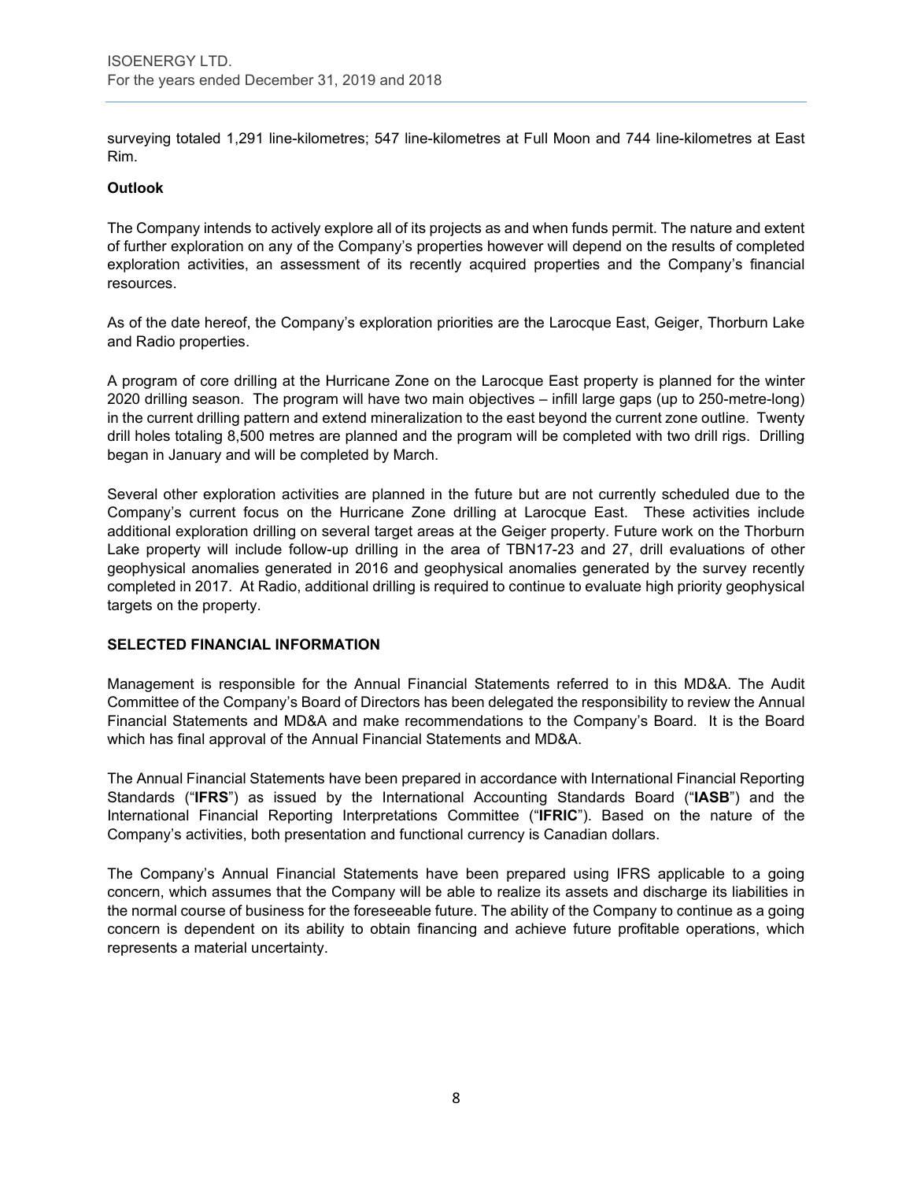surveying totaled 1,291 line-kilometres; 547 line-kilometres at Full Moon and 744 line-kilometres at East Rim.

**Outlook**

The Company intends to actively explore all of its projects as and when funds permit. The nature and extent of further exploration on any of the Company's properties however will depend on the results of completed exploration activities, an assessment of its recently acquired properties and the Company's financial resources.

As of the date hereof, the Company's exploration priorities are the Larocque East, Geiger, Thorburn Lake and Radio properties.

A program of core drilling at the Hurricane Zone on the Larocque East property is planned for the winter 2020 drilling season. The program will have two main objectives – infill large gaps (up to 250-metre-long) in the current drilling pattern and extend mineralization to the east beyond the current zone outline. Twenty drill holes totaling 8,500 metres are planned and the program will be completed with two drill rigs. Drilling began in January and will be completed by March.

Several other exploration activities are planned in the future but are not currently scheduled due to the Company's current focus on the Hurricane Zone drilling at Larocque East. These activities include additional exploration drilling on several target areas at the Geiger property. Future work on the Thorburn Lake property will include follow-up drilling in the area of TBN17-23 and 27, drill evaluations of other geophysical anomalies generated in 2016 and geophysical anomalies generated by the survey recently completed in 2017. At Radio, additional drilling is required to continue to evaluate high priority geophysical targets on the property.

## SELECTED FINANCIAL INFORMATION

Management is responsible for the Annual Financial Statements referred to in this MD&A. The Audit Committee of the Company's Board of Directors has been delegated the responsibility to review the Annual Financial Statements and MD&A and make recommendations to the Company's Board. It is the Board which has final approval of the Annual Financial Statements and MD&A.

The Annual Financial Statements have been prepared in accordance with International Financial Reporting Standards ("**IFRS**") as issued by the International Accounting Standards Board ("**IASB**") and the International Financial Reporting Interpretations Committee ("**IFRIC**"). Based on the nature of the Company's activities, both presentation and functional currency is Canadian dollars.

The Company's Annual Financial Statements have been prepared using IFRS applicable to a going concern, which assumes that the Company will be able to realize its assets and discharge its liabilities in the normal course of business for the foreseeable future. The ability of the Company to continue as a going concern is dependent on its ability to obtain financing and achieve future profitable operations, which represents a material uncertainty.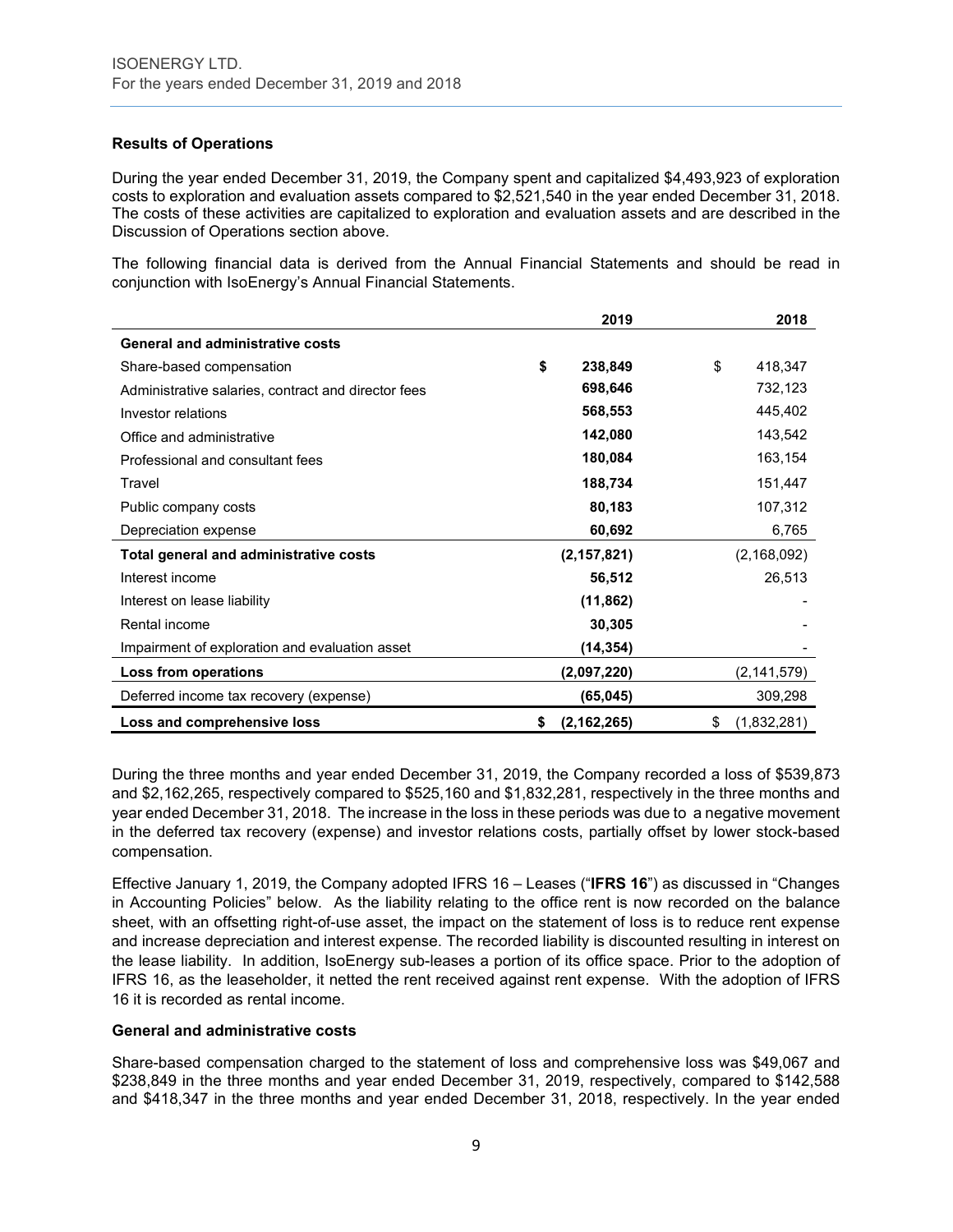## Results of Operations

During the year ended December 31, 2019, the Company spent and capitalized $4,493,923 of exploration costs to exploration and evaluation assets compared to $2,521,540 in the year ended December 31, 2018. The costs of these activities are capitalized to exploration and evaluation assets and are described in the Discussion of Operations section above.

The following financial data is derived from the Annual Financial Statements and should be read in conjunction with IsoEnergy's Annual Financial Statements.

| | 2019 | 2018 |
|---|---|---|
| **General and administrative costs** | | |
| Share-based compensation | **$ 238,849** | $ 418,347 |
| Administrative salaries, contract and director fees | **698,646** | 732,123 |
| Investor relations | **568,553** | 445,402 |
| Office and administrative | **142,080** | 143,542 |
| Professional and consultant fees | **180,084** | 163,154 |
| Travel | **188,734** | 151,447 |
| Public company costs | **80,183** | 107,312 |
| Depreciation expense | **60,692** | 6,765 |
| **Total general and administrative costs** | **(2,157,821)** | (2,168,092) |
| Interest income | **56,512** | 26,513 |
| Interest on lease liability | **(11,862)** | - |
| Rental income | **30,305** | - |
| Impairment of exploration and evaluation asset | **(14,354)** | - |
| **Loss from operations** | **(2,097,220)** | (2,141,579) |
| Deferred income tax recovery (expense) | **(65,045)** | 309,298 |
| **Loss and comprehensive loss** | **$ (2,162,265)** | $ (1,832,281) |

During the three months and year ended December 31, 2019, the Company recorded a loss of $539,873 and $2,162,265, respectively compared to $525,160 and $1,832,281, respectively in the three months and year ended December 31, 2018. The increase in the loss in these periods was due to a negative movement in the deferred tax recovery (expense) and investor relations costs, partially offset by lower stock-based compensation.

Effective January 1, 2019, the Company adopted IFRS 16 – Leases ("**IFRS 16**") as discussed in "Changes in Accounting Policies" below. As the liability relating to the office rent is now recorded on the balance sheet, with an offsetting right-of-use asset, the impact on the statement of loss is to reduce rent expense and increase depreciation and interest expense. The recorded liability is discounted resulting in interest on the lease liability. In addition, IsoEnergy sub-leases a portion of its office space. Prior to the adoption of IFRS 16, as the leaseholder, it netted the rent received against rent expense. With the adoption of IFRS 16 it is recorded as rental income.

### General and administrative costs

Share-based compensation charged to the statement of loss and comprehensive loss was $49,067 and $238,849 in the three months and year ended December 31, 2019, respectively, compared to $142,588 and $418,347 in the three months and year ended December 31, 2018, respectively. In the year ended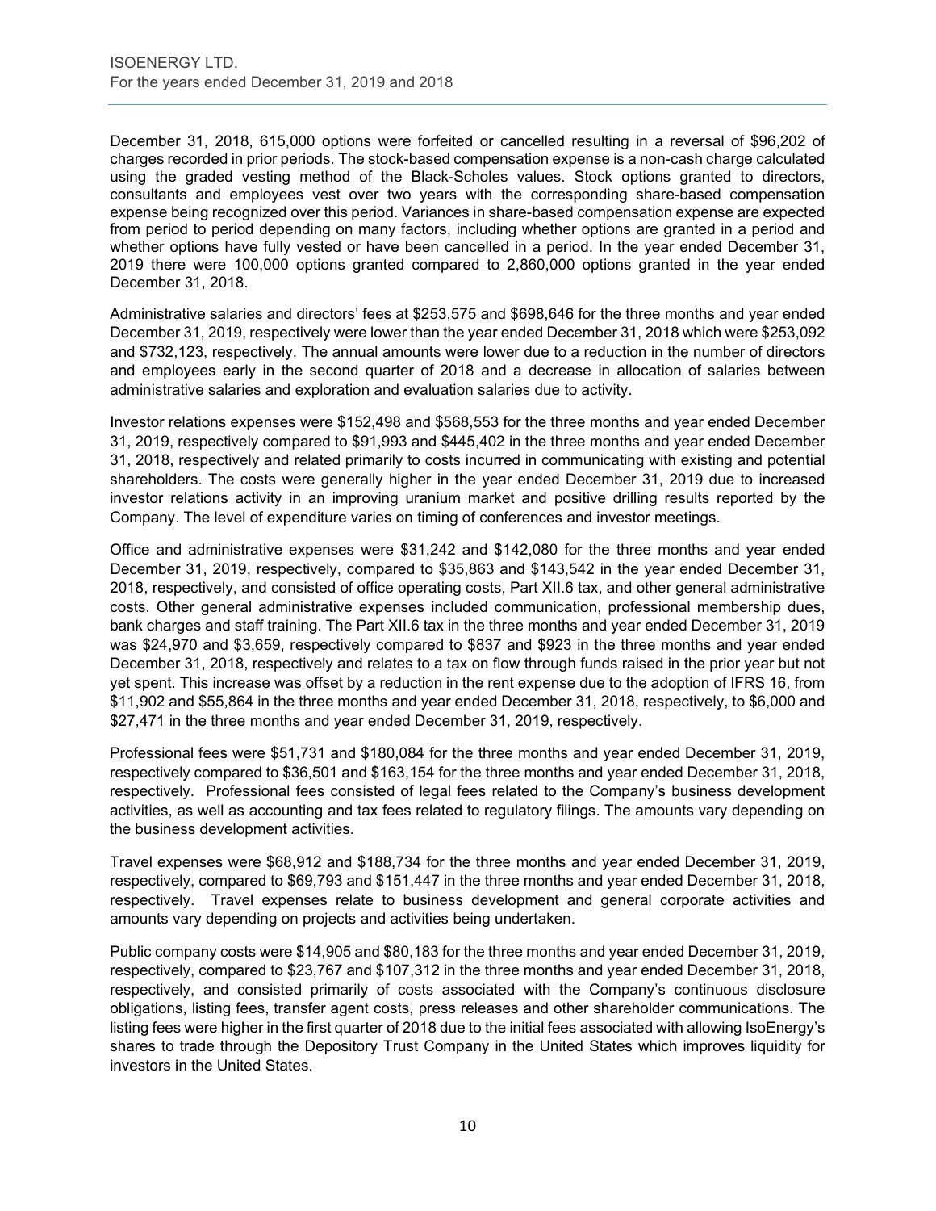December 31, 2018, 615,000 options were forfeited or cancelled resulting in a reversal of $96,202 of charges recorded in prior periods. The stock-based compensation expense is a non-cash charge calculated using the graded vesting method of the Black-Scholes values. Stock options granted to directors, consultants and employees vest over two years with the corresponding share-based compensation expense being recognized over this period. Variances in share-based compensation expense are expected from period to period depending on many factors, including whether options are granted in a period and whether options have fully vested or have been cancelled in a period. In the year ended December 31, 2019 there were 100,000 options granted compared to 2,860,000 options granted in the year ended December 31, 2018.

Administrative salaries and directors' fees at $253,575 and $698,646 for the three months and year ended December 31, 2019, respectively were lower than the year ended December 31, 2018 which were $253,092 and $732,123, respectively. The annual amounts were lower due to a reduction in the number of directors and employees early in the second quarter of 2018 and a decrease in allocation of salaries between administrative salaries and exploration and evaluation salaries due to activity.

Investor relations expenses were $152,498 and $568,553 for the three months and year ended December 31, 2019, respectively compared to $91,993 and $445,402 in the three months and year ended December 31, 2018, respectively and related primarily to costs incurred in communicating with existing and potential shareholders. The costs were generally higher in the year ended December 31, 2019 due to increased investor relations activity in an improving uranium market and positive drilling results reported by the Company. The level of expenditure varies on timing of conferences and investor meetings.

Office and administrative expenses were $31,242 and $142,080 for the three months and year ended December 31, 2019, respectively, compared to $35,863 and $143,542 in the year ended December 31, 2018, respectively, and consisted of office operating costs, Part XII.6 tax, and other general administrative costs. Other general administrative expenses included communication, professional membership dues, bank charges and staff training. The Part XII.6 tax in the three months and year ended December 31, 2019 was $24,970 and $3,659, respectively compared to $837 and $923 in the three months and year ended December 31, 2018, respectively and relates to a tax on flow through funds raised in the prior year but not yet spent. This increase was offset by a reduction in the rent expense due to the adoption of IFRS 16, from $11,902 and $55,864 in the three months and year ended December 31, 2018, respectively, to $6,000 and $27,471 in the three months and year ended December 31, 2019, respectively.

Professional fees were $51,731 and $180,084 for the three months and year ended December 31, 2019, respectively compared to $36,501 and $163,154 for the three months and year ended December 31, 2018, respectively. Professional fees consisted of legal fees related to the Company's business development activities, as well as accounting and tax fees related to regulatory filings. The amounts vary depending on the business development activities.

Travel expenses were $68,912 and $188,734 for the three months and year ended December 31, 2019, respectively, compared to $69,793 and $151,447 in the three months and year ended December 31, 2018, respectively. Travel expenses relate to business development and general corporate activities and amounts vary depending on projects and activities being undertaken.

Public company costs were $14,905 and $80,183 for the three months and year ended December 31, 2019, respectively, compared to $23,767 and $107,312 in the three months and year ended December 31, 2018, respectively, and consisted primarily of costs associated with the Company's continuous disclosure obligations, listing fees, transfer agent costs, press releases and other shareholder communications. The listing fees were higher in the first quarter of 2018 due to the initial fees associated with allowing IsoEnergy's shares to trade through the Depository Trust Company in the United States which improves liquidity for investors in the United States.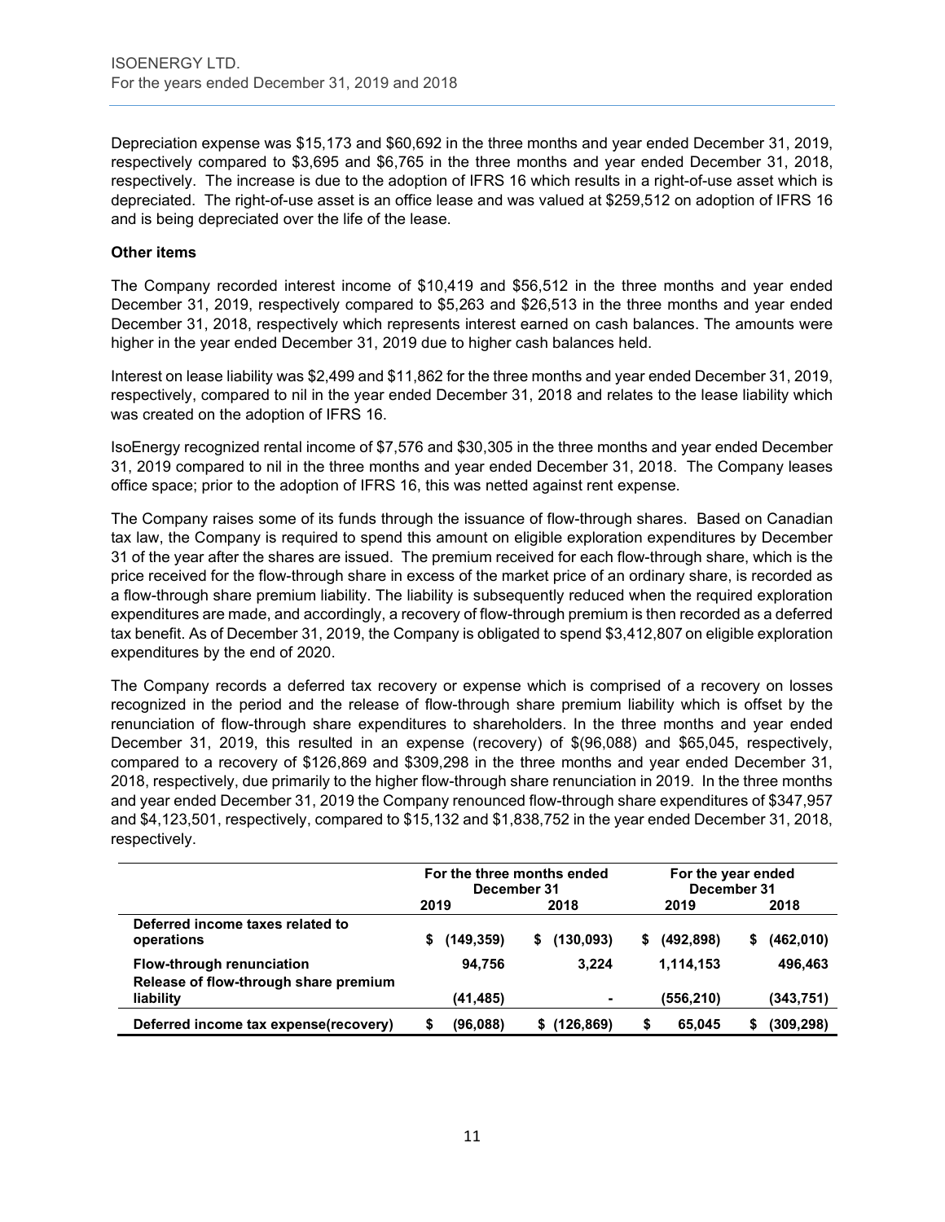Depreciation expense was $15,173 and $60,692 in the three months and year ended December 31, 2019, respectively compared to $3,695 and $6,765 in the three months and year ended December 31, 2018, respectively. The increase is due to the adoption of IFRS 16 which results in a right-of-use asset which is depreciated. The right-of-use asset is an office lease and was valued at $259,512 on adoption of IFRS 16 and is being depreciated over the life of the lease.

**Other items**

The Company recorded interest income of $10,419 and $56,512 in the three months and year ended December 31, 2019, respectively compared to $5,263 and $26,513 in the three months and year ended December 31, 2018, respectively which represents interest earned on cash balances. The amounts were higher in the year ended December 31, 2019 due to higher cash balances held.

Interest on lease liability was $2,499 and $11,862 for the three months and year ended December 31, 2019, respectively, compared to nil in the year ended December 31, 2018 and relates to the lease liability which was created on the adoption of IFRS 16.

IsoEnergy recognized rental income of $7,576 and $30,305 in the three months and year ended December 31, 2019 compared to nil in the three months and year ended December 31, 2018. The Company leases office space; prior to the adoption of IFRS 16, this was netted against rent expense.

The Company raises some of its funds through the issuance of flow-through shares. Based on Canadian tax law, the Company is required to spend this amount on eligible exploration expenditures by December 31 of the year after the shares are issued. The premium received for each flow-through share, which is the price received for the flow-through share in excess of the market price of an ordinary share, is recorded as a flow-through share premium liability. The liability is subsequently reduced when the required exploration expenditures are made, and accordingly, a recovery of flow-through premium is then recorded as a deferred tax benefit. As of December 31, 2019, the Company is obligated to spend $3,412,807 on eligible exploration expenditures by the end of 2020.

The Company records a deferred tax recovery or expense which is comprised of a recovery on losses recognized in the period and the release of flow-through share premium liability which is offset by the renunciation of flow-through share expenditures to shareholders. In the three months and year ended December 31, 2019, this resulted in an expense (recovery) of $(96,088) and $65,045, respectively, compared to a recovery of $126,869 and $309,298 in the three months and year ended December 31, 2018, respectively, due primarily to the higher flow-through share renunciation in 2019. In the three months and year ended December 31, 2019 the Company renounced flow-through share expenditures of $347,957 and $4,123,501, respectively, compared to $15,132 and $1,838,752 in the year ended December 31, 2018, respectively.

| | For the three months ended December 31 | | For the year ended December 31 | |
|---|---|---|---|---|
| | 2019 | 2018 | 2019 | 2018 |
| **Deferred income taxes related to operations** | $ (149,359) | $ (130,093) | $ (492,898) | $ (462,010) |
| **Flow-through renunciation** | 94,756 | 3,224 | 1,114,153 | 496,463 |
| **Release of flow-through share premium liability** | (41,485) | - | (556,210) | (343,751) |
| **Deferred income tax expense(recovery)** | $ (96,088) | $ (126,869) | $ 65,045 | $ (309,298) |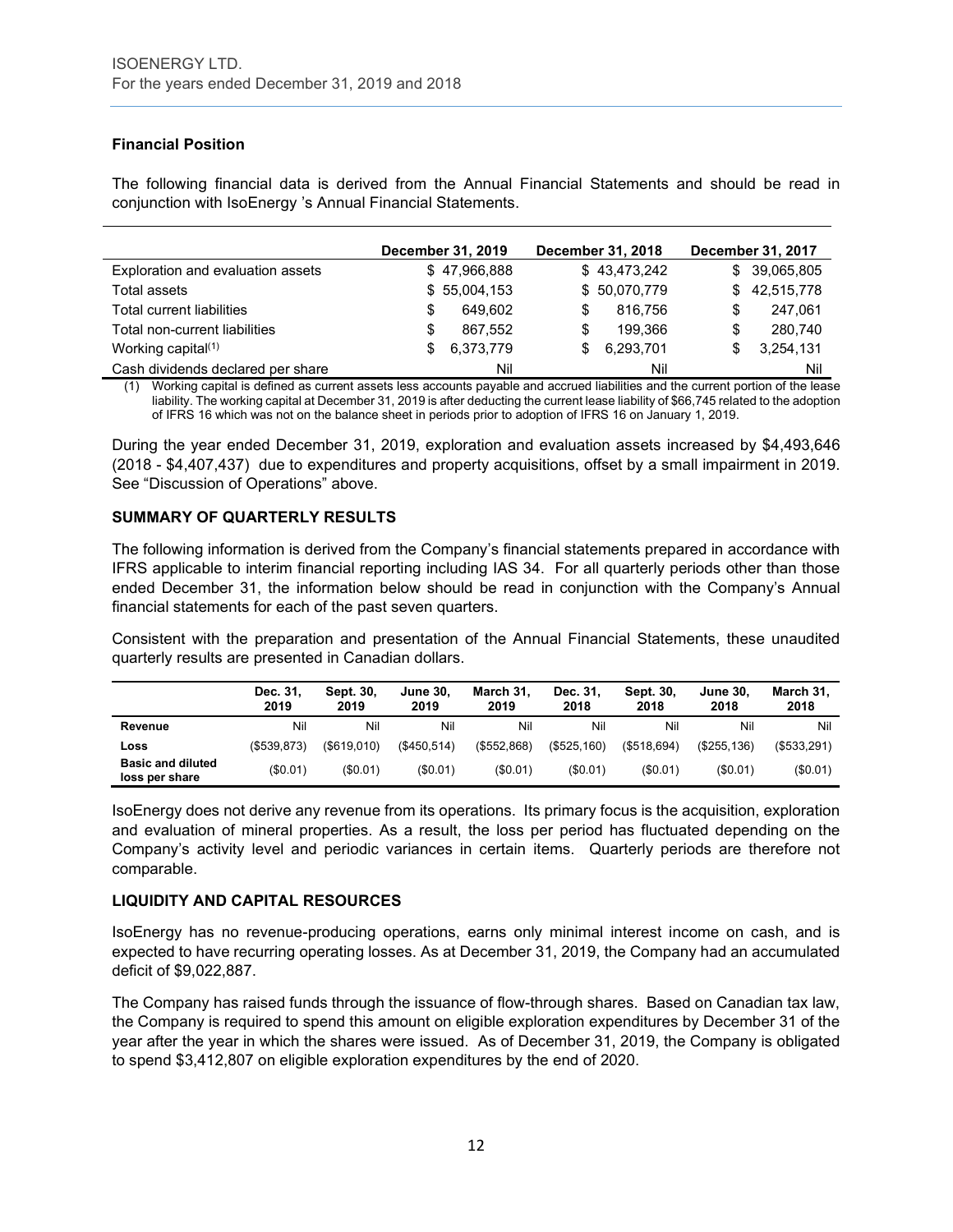### Financial Position

The following financial data is derived from the Annual Financial Statements and should be read in conjunction with IsoEnergy 's Annual Financial Statements.

| | December 31, 2019 | December 31, 2018 | December 31, 2017 |
|---|---|---|---|
| Exploration and evaluation assets | $ 47,966,888 | $ 43,473,242 | $ 39,065,805 |
| Total assets | $ 55,004,153 | $ 50,070,779 | $ 42,515,778 |
| Total current liabilities | $ 649,602 | $ 816,756 | $ 247,061 |
| Total non-current liabilities | $ 867,552 | $ 199,366 | $ 280,740 |
| Working capital[(1)] | $ 6,373,779 | $ 6,293,701 | $ 3,254,131 |
| Cash dividends declared per share | Nil | Nil | Nil |

(1) Working capital is defined as current assets less accounts payable and accrued liabilities and the current portion of the lease liability. The working capital at December 31, 2019 is after deducting the current lease liability of $66,745 related to the adoption of IFRS 16 which was not on the balance sheet in periods prior to adoption of IFRS 16 on January 1, 2019.

During the year ended December 31, 2019, exploration and evaluation assets increased by $4,493,646 (2018 - $4,407,437) due to expenditures and property acquisitions, offset by a small impairment in 2019. See "Discussion of Operations" above.

## SUMMARY OF QUARTERLY RESULTS

The following information is derived from the Company's financial statements prepared in accordance with IFRS applicable to interim financial reporting including IAS 34. For all quarterly periods other than those ended December 31, the information below should be read in conjunction with the Company's Annual financial statements for each of the past seven quarters.

Consistent with the preparation and presentation of the Annual Financial Statements, these unaudited quarterly results are presented in Canadian dollars.

| | Dec. 31, 2019 | Sept. 30, 2019 | June 30, 2019 | March 31, 2019 | Dec. 31, 2018 | Sept. 30, 2018 | June 30, 2018 | March 31, 2018 |
|---|---|---|---|---|---|---|---|---|
| **Revenue** | Nil | Nil | Nil | Nil | Nil | Nil | Nil | Nil |
| **Loss** | ($539,873) | ($619,010) | ($450,514) | ($552,868) | ($525,160) | ($518,694) | ($255,136) | ($533,291) |
| **Basic and diluted loss per share** | ($0.01) | ($0.01) | ($0.01) | ($0.01) | ($0.01) | ($0.01) | ($0.01) | ($0.01) |

IsoEnergy does not derive any revenue from its operations. Its primary focus is the acquisition, exploration and evaluation of mineral properties. As a result, the loss per period has fluctuated depending on the Company's activity level and periodic variances in certain items. Quarterly periods are therefore not comparable.

## LIQUIDITY AND CAPITAL RESOURCES

IsoEnergy has no revenue-producing operations, earns only minimal interest income on cash, and is expected to have recurring operating losses. As at December 31, 2019, the Company had an accumulated deficit of $9,022,887.

The Company has raised funds through the issuance of flow-through shares. Based on Canadian tax law, the Company is required to spend this amount on eligible exploration expenditures by December 31 of the year after the year in which the shares were issued. As of December 31, 2019, the Company is obligated to spend $3,412,807 on eligible exploration expenditures by the end of 2020.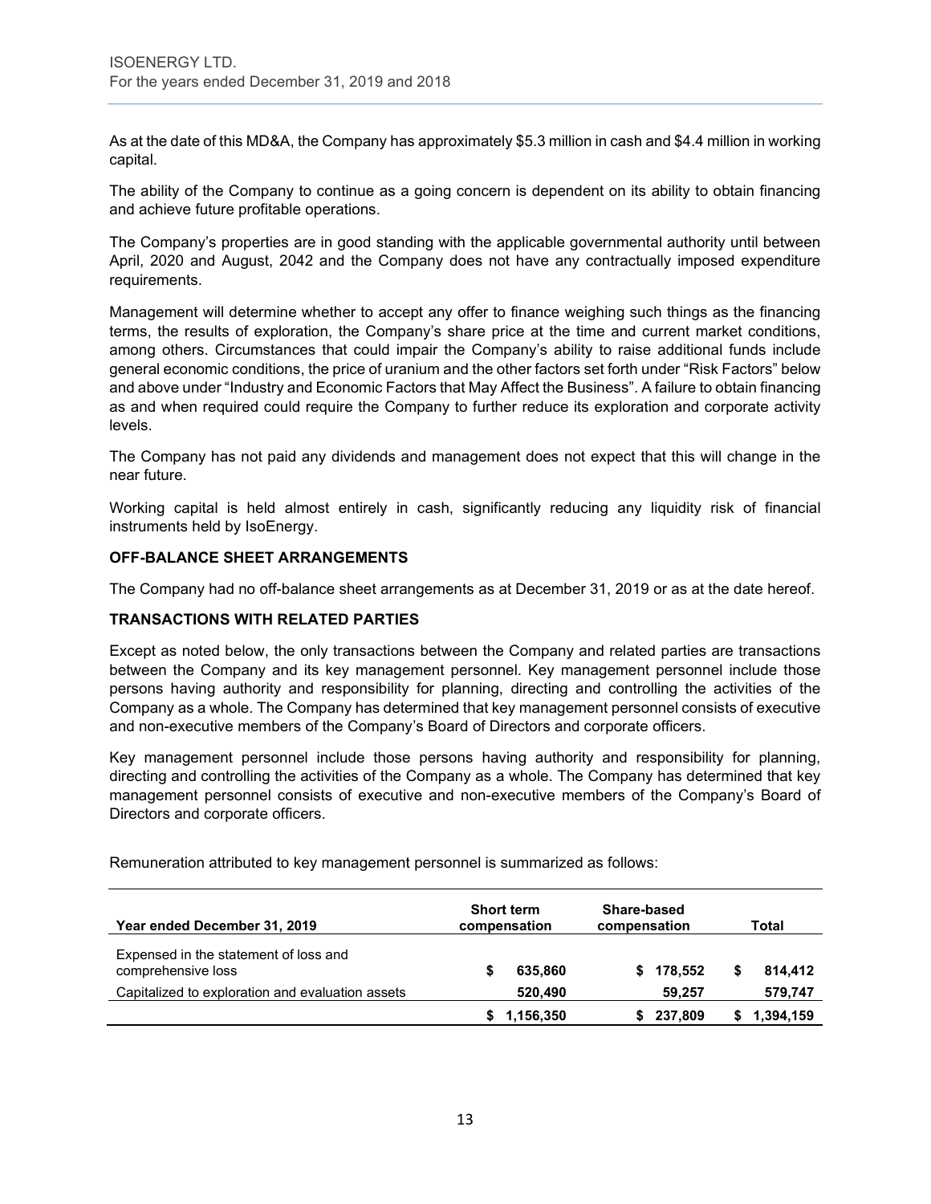As at the date of this MD&A, the Company has approximately $5.3 million in cash and $4.4 million in working capital.

The ability of the Company to continue as a going concern is dependent on its ability to obtain financing and achieve future profitable operations.

The Company's properties are in good standing with the applicable governmental authority until between April, 2020 and August, 2042 and the Company does not have any contractually imposed expenditure requirements.

Management will determine whether to accept any offer to finance weighing such things as the financing terms, the results of exploration, the Company's share price at the time and current market conditions, among others. Circumstances that could impair the Company's ability to raise additional funds include general economic conditions, the price of uranium and the other factors set forth under "Risk Factors" below and above under "Industry and Economic Factors that May Affect the Business". A failure to obtain financing as and when required could require the Company to further reduce its exploration and corporate activity levels.

The Company has not paid any dividends and management does not expect that this will change in the near future.

Working capital is held almost entirely in cash, significantly reducing any liquidity risk of financial instruments held by IsoEnergy.

## OFF-BALANCE SHEET ARRANGEMENTS

The Company had no off-balance sheet arrangements as at December 31, 2019 or as at the date hereof.

## TRANSACTIONS WITH RELATED PARTIES

Except as noted below, the only transactions between the Company and related parties are transactions between the Company and its key management personnel. Key management personnel include those persons having authority and responsibility for planning, directing and controlling the activities of the Company as a whole. The Company has determined that key management personnel consists of executive and non-executive members of the Company's Board of Directors and corporate officers.

Key management personnel include those persons having authority and responsibility for planning, directing and controlling the activities of the Company as a whole. The Company has determined that key management personnel consists of executive and non-executive members of the Company's Board of Directors and corporate officers.

Remuneration attributed to key management personnel is summarized as follows:

| Year ended December 31, 2019 | Short term compensation | Share-based compensation | Total |
|---|---|---|---|
| Expensed in the statement of loss and comprehensive loss | $ 635,860 | $ 178,552 | $ 814,412 |
| Capitalized to exploration and evaluation assets | 520,490 | 59,257 | 579,747 |
| | $ 1,156,350 | $ 237,809 | $ 1,394,159 |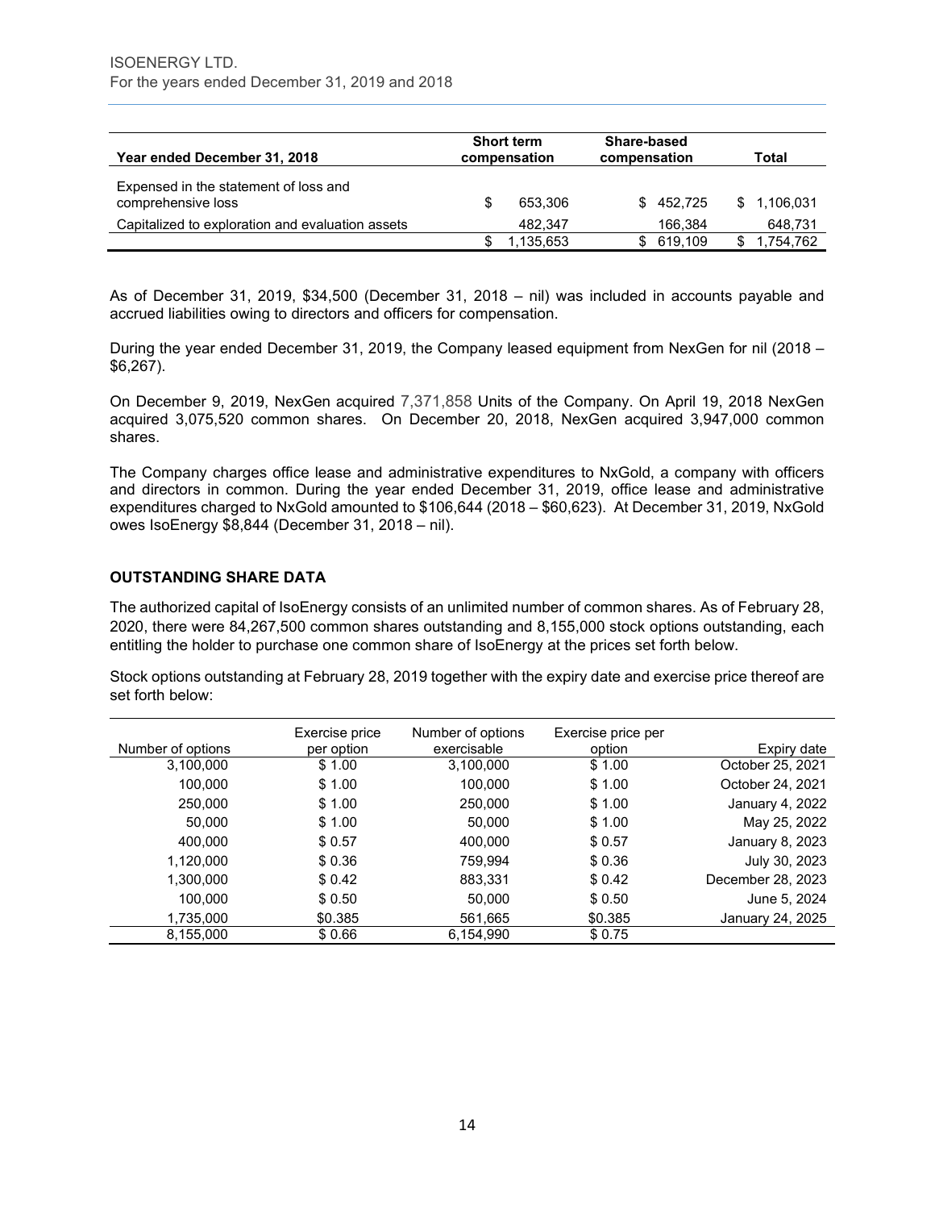| Year ended December 31, 2018 | Short term compensation | Share-based compensation | Total |
|---|---|---|---|
| Expensed in the statement of loss and comprehensive loss | $ 653,306 | $ 452,725 | $ 1,106,031 |
| Capitalized to exploration and evaluation assets | 482,347 | 166,384 | 648,731 |
| | $ 1,135,653 | $ 619,109 | $ 1,754,762 |

As of December 31, 2019, $34,500 (December 31, 2018 – nil) was included in accounts payable and accrued liabilities owing to directors and officers for compensation.

During the year ended December 31, 2019, the Company leased equipment from NexGen for nil (2018 – $6,267).

On December 9, 2019, NexGen acquired 7,371,858 Units of the Company. On April 19, 2018 NexGen acquired 3,075,520 common shares. On December 20, 2018, NexGen acquired 3,947,000 common shares.

The Company charges office lease and administrative expenditures to NxGold, a company with officers and directors in common. During the year ended December 31, 2019, office lease and administrative expenditures charged to NxGold amounted to $106,644 (2018 – $60,623). At December 31, 2019, NxGold owes IsoEnergy $8,844 (December 31, 2018 – nil).

## OUTSTANDING SHARE DATA

The authorized capital of IsoEnergy consists of an unlimited number of common shares. As of February 28, 2020, there were 84,267,500 common shares outstanding and 8,155,000 stock options outstanding, each entitling the holder to purchase one common share of IsoEnergy at the prices set forth below.

Stock options outstanding at February 28, 2019 together with the expiry date and exercise price thereof are set forth below:

| Number of options | Exercise price per option | Number of options exercisable | Exercise price per option | Expiry date |
|---|---|---|---|---|
| 3,100,000 | $ 1.00 | 3,100,000 | $ 1.00 | October 25, 2021 |
| 100,000 | $ 1.00 | 100,000 | $ 1.00 | October 24, 2021 |
| 250,000 | $ 1.00 | 250,000 | $ 1.00 | January 4, 2022 |
| 50,000 | $ 1.00 | 50,000 | $ 1.00 | May 25, 2022 |
| 400,000 | $ 0.57 | 400,000 | $ 0.57 | January 8, 2023 |
| 1,120,000 | $ 0.36 | 759,994 | $ 0.36 | July 30, 2023 |
| 1,300,000 | $ 0.42 | 883,331 | $ 0.42 | December 28, 2023 |
| 100,000 | $ 0.50 | 50,000 | $ 0.50 | June 5, 2024 |
| 1,735,000 | $0.385 | 561,665 | $0.385 | January 24, 2025 |
| 8,155,000 | $ 0.66 | 6,154,990 | $ 0.75 | |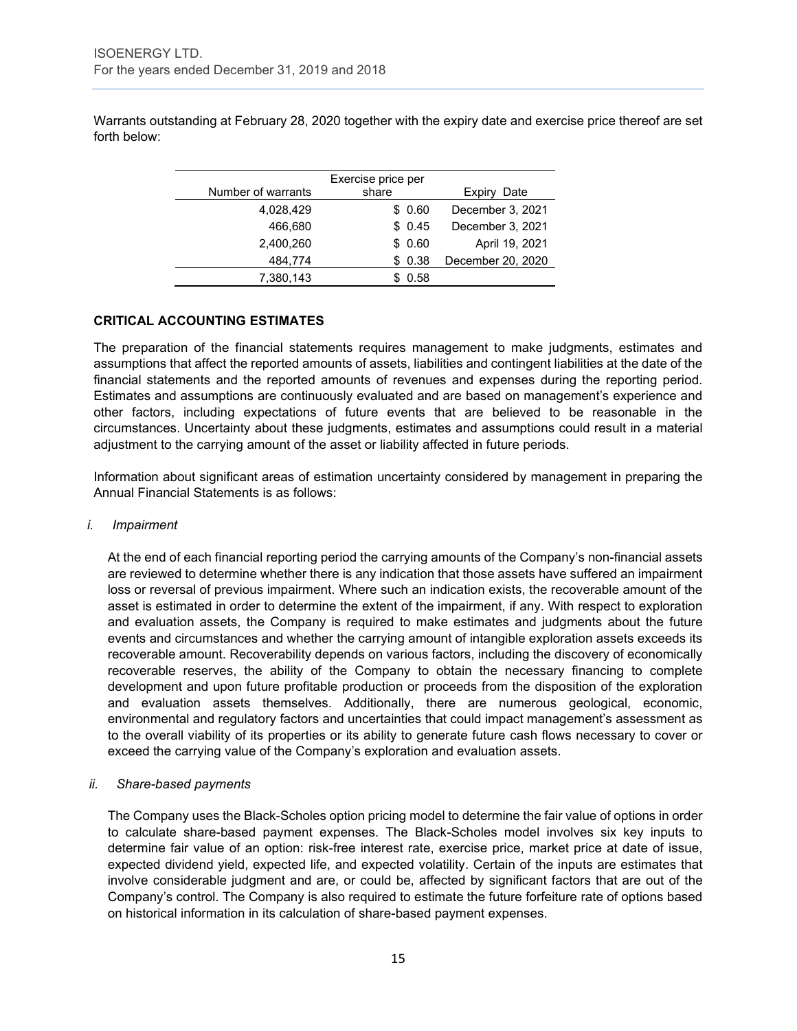Warrants outstanding at February 28, 2020 together with the expiry date and exercise price thereof are set forth below:

| Number of warrants | Exercise price per share | Expiry Date |
| --- | --- | --- |
| 4,028,429 | $ 0.60 | December 3, 2021 |
| 466,680 | $ 0.45 | December 3, 2021 |
| 2,400,260 | $ 0.60 | April 19, 2021 |
| 484,774 | $ 0.38 | December 20, 2020 |
| 7,380,143 | $ 0.58 | |

## CRITICAL ACCOUNTING ESTIMATES

The preparation of the financial statements requires management to make judgments, estimates and assumptions that affect the reported amounts of assets, liabilities and contingent liabilities at the date of the financial statements and the reported amounts of revenues and expenses during the reporting period. Estimates and assumptions are continuously evaluated and are based on management's experience and other factors, including expectations of future events that are believed to be reasonable in the circumstances. Uncertainty about these judgments, estimates and assumptions could result in a material adjustment to the carrying amount of the asset or liability affected in future periods.

Information about significant areas of estimation uncertainty considered by management in preparing the Annual Financial Statements is as follows:

*i. Impairment*

At the end of each financial reporting period the carrying amounts of the Company's non-financial assets are reviewed to determine whether there is any indication that those assets have suffered an impairment loss or reversal of previous impairment. Where such an indication exists, the recoverable amount of the asset is estimated in order to determine the extent of the impairment, if any. With respect to exploration and evaluation assets, the Company is required to make estimates and judgments about the future events and circumstances and whether the carrying amount of intangible exploration assets exceeds its recoverable amount. Recoverability depends on various factors, including the discovery of economically recoverable reserves, the ability of the Company to obtain the necessary financing to complete development and upon future profitable production or proceeds from the disposition of the exploration and evaluation assets themselves. Additionally, there are numerous geological, economic, environmental and regulatory factors and uncertainties that could impact management's assessment as to the overall viability of its properties or its ability to generate future cash flows necessary to cover or exceed the carrying value of the Company's exploration and evaluation assets.

*ii. Share-based payments*

The Company uses the Black-Scholes option pricing model to determine the fair value of options in order to calculate share-based payment expenses. The Black-Scholes model involves six key inputs to determine fair value of an option: risk-free interest rate, exercise price, market price at date of issue, expected dividend yield, expected life, and expected volatility. Certain of the inputs are estimates that involve considerable judgment and are, or could be, affected by significant factors that are out of the Company's control. The Company is also required to estimate the future forfeiture rate of options based on historical information in its calculation of share-based payment expenses.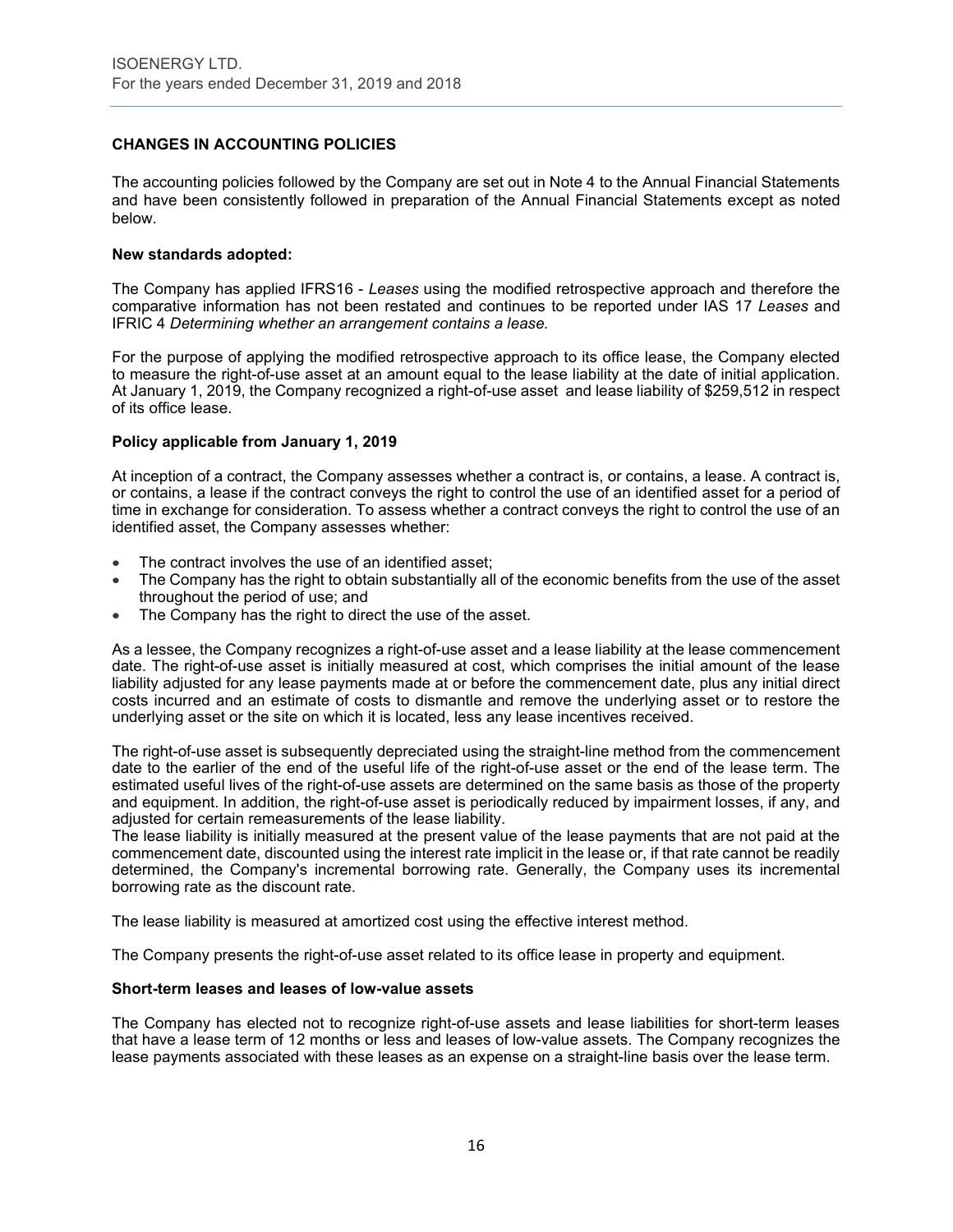## CHANGES IN ACCOUNTING POLICIES

The accounting policies followed by the Company are set out in Note 4 to the Annual Financial Statements and have been consistently followed in preparation of the Annual Financial Statements except as noted below.

### New standards adopted:

The Company has applied IFRS16 - *Leases* using the modified retrospective approach and therefore the comparative information has not been restated and continues to be reported under IAS 17 *Leases* and IFRIC 4 *Determining whether an arrangement contains a lease.*

For the purpose of applying the modified retrospective approach to its office lease, the Company elected to measure the right-of-use asset at an amount equal to the lease liability at the date of initial application. At January 1, 2019, the Company recognized a right-of-use asset and lease liability of $259,512 in respect of its office lease.

### Policy applicable from January 1, 2019

At inception of a contract, the Company assesses whether a contract is, or contains, a lease. A contract is, or contains, a lease if the contract conveys the right to control the use of an identified asset for a period of time in exchange for consideration. To assess whether a contract conveys the right to control the use of an identified asset, the Company assesses whether:

- The contract involves the use of an identified asset;
- The Company has the right to obtain substantially all of the economic benefits from the use of the asset throughout the period of use; and
- The Company has the right to direct the use of the asset.

As a lessee, the Company recognizes a right-of-use asset and a lease liability at the lease commencement date. The right-of-use asset is initially measured at cost, which comprises the initial amount of the lease liability adjusted for any lease payments made at or before the commencement date, plus any initial direct costs incurred and an estimate of costs to dismantle and remove the underlying asset or to restore the underlying asset or the site on which it is located, less any lease incentives received.

The right-of-use asset is subsequently depreciated using the straight-line method from the commencement date to the earlier of the end of the useful life of the right-of-use asset or the end of the lease term. The estimated useful lives of the right-of-use assets are determined on the same basis as those of the property and equipment. In addition, the right-of-use asset is periodically reduced by impairment losses, if any, and adjusted for certain remeasurements of the lease liability.

The lease liability is initially measured at the present value of the lease payments that are not paid at the commencement date, discounted using the interest rate implicit in the lease or, if that rate cannot be readily determined, the Company's incremental borrowing rate. Generally, the Company uses its incremental borrowing rate as the discount rate.

The lease liability is measured at amortized cost using the effective interest method.

The Company presents the right-of-use asset related to its office lease in property and equipment.

### Short-term leases and leases of low-value assets

The Company has elected not to recognize right-of-use assets and lease liabilities for short-term leases that have a lease term of 12 months or less and leases of low-value assets. The Company recognizes the lease payments associated with these leases as an expense on a straight-line basis over the lease term.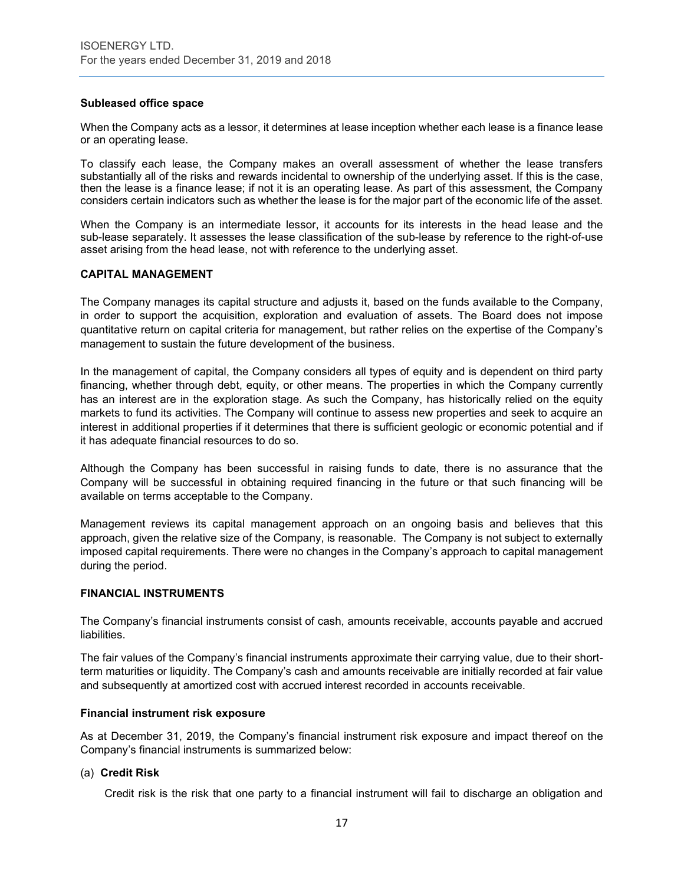**Subleased office space**

When the Company acts as a lessor, it determines at lease inception whether each lease is a finance lease or an operating lease.

To classify each lease, the Company makes an overall assessment of whether the lease transfers substantially all of the risks and rewards incidental to ownership of the underlying asset. If this is the case, then the lease is a finance lease; if not it is an operating lease. As part of this assessment, the Company considers certain indicators such as whether the lease is for the major part of the economic life of the asset.

When the Company is an intermediate lessor, it accounts for its interests in the head lease and the sub-lease separately. It assesses the lease classification of the sub-lease by reference to the right-of-use asset arising from the head lease, not with reference to the underlying asset.

## CAPITAL MANAGEMENT

The Company manages its capital structure and adjusts it, based on the funds available to the Company, in order to support the acquisition, exploration and evaluation of assets. The Board does not impose quantitative return on capital criteria for management, but rather relies on the expertise of the Company's management to sustain the future development of the business.

In the management of capital, the Company considers all types of equity and is dependent on third party financing, whether through debt, equity, or other means. The properties in which the Company currently has an interest are in the exploration stage. As such the Company, has historically relied on the equity markets to fund its activities. The Company will continue to assess new properties and seek to acquire an interest in additional properties if it determines that there is sufficient geologic or economic potential and if it has adequate financial resources to do so.

Although the Company has been successful in raising funds to date, there is no assurance that the Company will be successful in obtaining required financing in the future or that such financing will be available on terms acceptable to the Company.

Management reviews its capital management approach on an ongoing basis and believes that this approach, given the relative size of the Company, is reasonable. The Company is not subject to externally imposed capital requirements. There were no changes in the Company's approach to capital management during the period.

## FINANCIAL INSTRUMENTS

The Company's financial instruments consist of cash, amounts receivable, accounts payable and accrued liabilities.

The fair values of the Company's financial instruments approximate their carrying value, due to their short-term maturities or liquidity. The Company's cash and amounts receivable are initially recorded at fair value and subsequently at amortized cost with accrued interest recorded in accounts receivable.

**Financial instrument risk exposure**

As at December 31, 2019, the Company's financial instrument risk exposure and impact thereof on the Company's financial instruments is summarized below:

(a) **Credit Risk**

Credit risk is the risk that one party to a financial instrument will fail to discharge an obligation and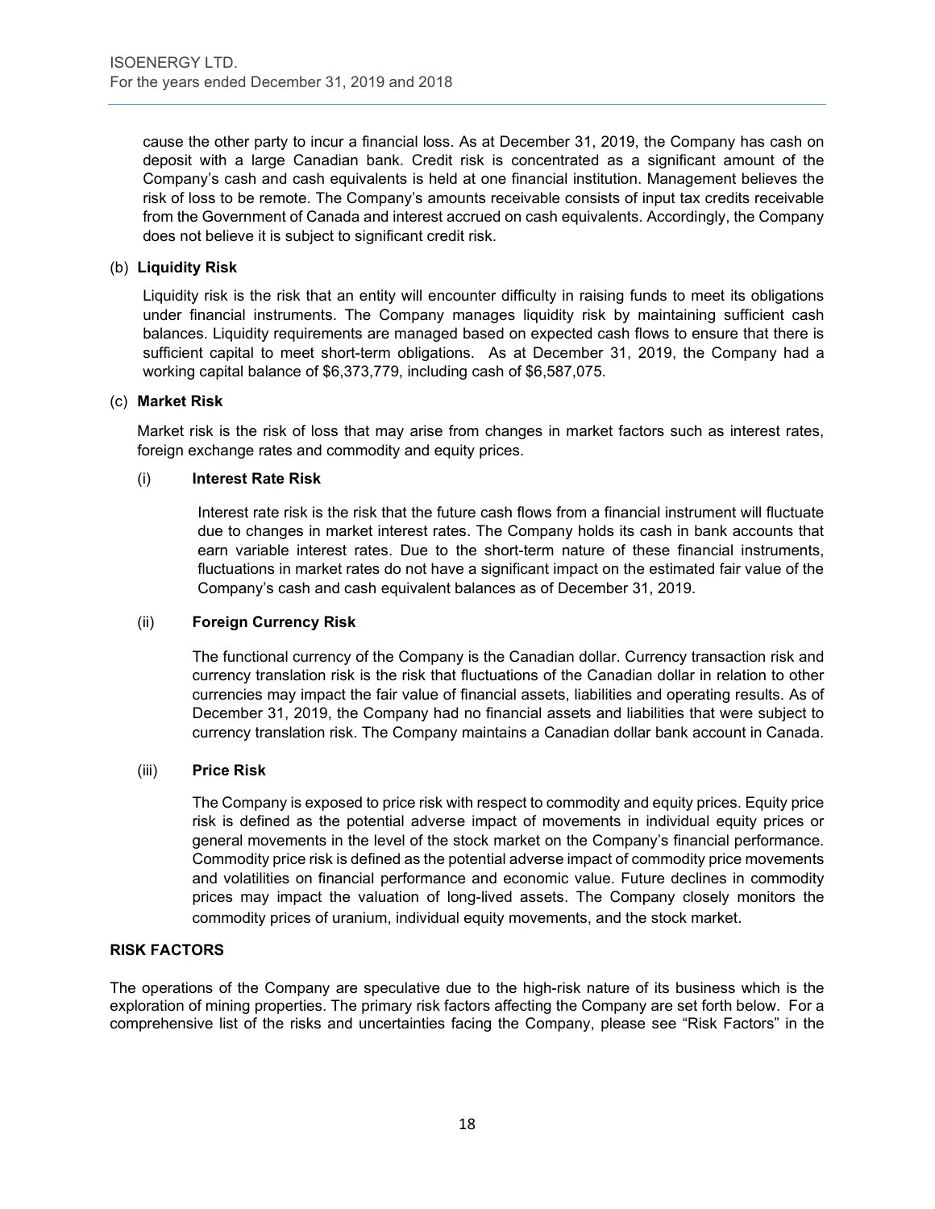cause the other party to incur a financial loss. As at December 31, 2019, the Company has cash on deposit with a large Canadian bank. Credit risk is concentrated as a significant amount of the Company's cash and cash equivalents is held at one financial institution. Management believes the risk of loss to be remote. The Company's amounts receivable consists of input tax credits receivable from the Government of Canada and interest accrued on cash equivalents. Accordingly, the Company does not believe it is subject to significant credit risk.

(b) **Liquidity Risk**

Liquidity risk is the risk that an entity will encounter difficulty in raising funds to meet its obligations under financial instruments. The Company manages liquidity risk by maintaining sufficient cash balances. Liquidity requirements are managed based on expected cash flows to ensure that there is sufficient capital to meet short-term obligations. As at December 31, 2019, the Company had a working capital balance of $6,373,779, including cash of $6,587,075.

(c) **Market Risk**

Market risk is the risk of loss that may arise from changes in market factors such as interest rates, foreign exchange rates and commodity and equity prices.

(i) **Interest Rate Risk**

Interest rate risk is the risk that the future cash flows from a financial instrument will fluctuate due to changes in market interest rates. The Company holds its cash in bank accounts that earn variable interest rates. Due to the short-term nature of these financial instruments, fluctuations in market rates do not have a significant impact on the estimated fair value of the Company's cash and cash equivalent balances as of December 31, 2019.

(ii) **Foreign Currency Risk**

The functional currency of the Company is the Canadian dollar. Currency transaction risk and currency translation risk is the risk that fluctuations of the Canadian dollar in relation to other currencies may impact the fair value of financial assets, liabilities and operating results. As of December 31, 2019, the Company had no financial assets and liabilities that were subject to currency translation risk. The Company maintains a Canadian dollar bank account in Canada.

(iii) **Price Risk**

The Company is exposed to price risk with respect to commodity and equity prices. Equity price risk is defined as the potential adverse impact of movements in individual equity prices or general movements in the level of the stock market on the Company's financial performance. Commodity price risk is defined as the potential adverse impact of commodity price movements and volatilities on financial performance and economic value. Future declines in commodity prices may impact the valuation of long-lived assets. The Company closely monitors the commodity prices of uranium, individual equity movements, and the stock market.

## RISK FACTORS

The operations of the Company are speculative due to the high-risk nature of its business which is the exploration of mining properties. The primary risk factors affecting the Company are set forth below. For a comprehensive list of the risks and uncertainties facing the Company, please see "Risk Factors" in the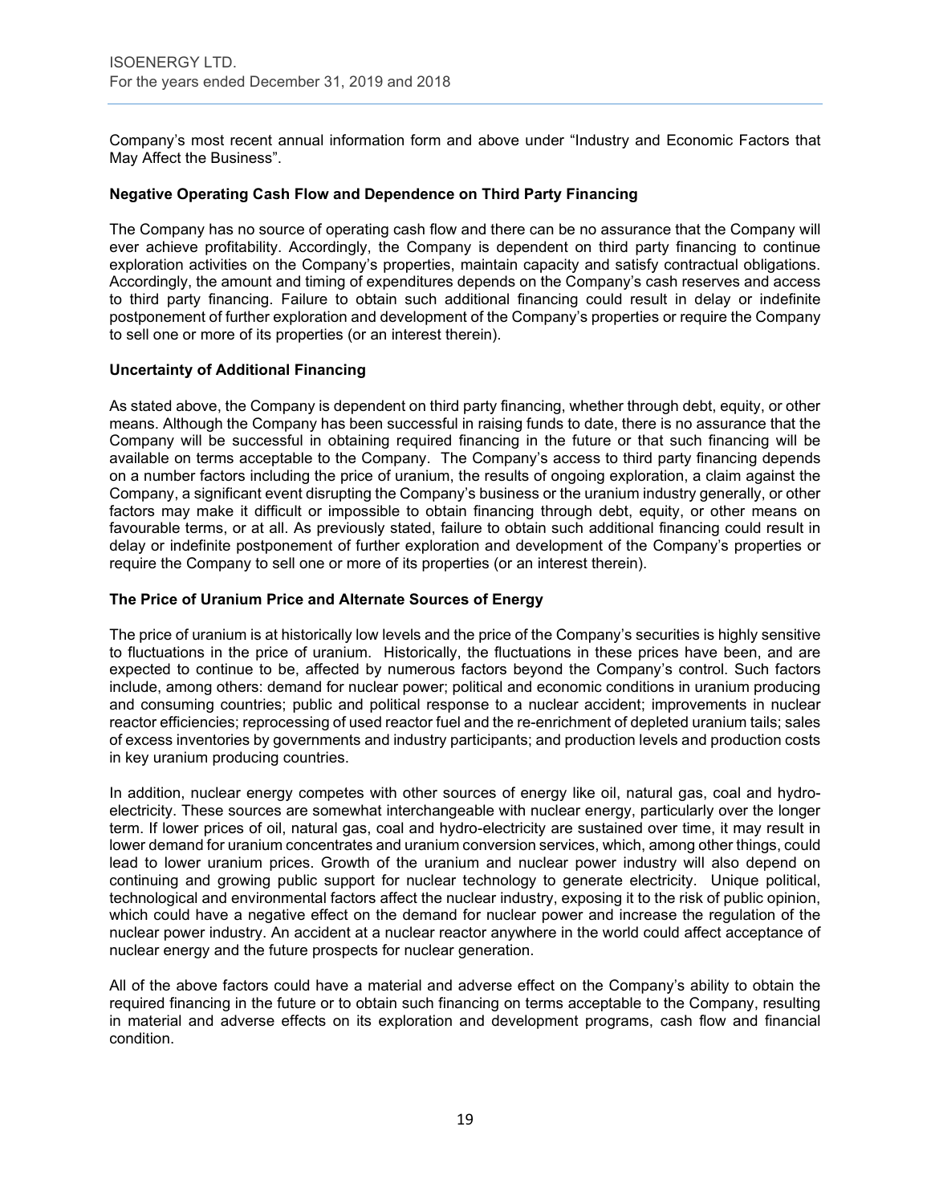Company's most recent annual information form and above under "Industry and Economic Factors that May Affect the Business".

**Negative Operating Cash Flow and Dependence on Third Party Financing**

The Company has no source of operating cash flow and there can be no assurance that the Company will ever achieve profitability. Accordingly, the Company is dependent on third party financing to continue exploration activities on the Company's properties, maintain capacity and satisfy contractual obligations. Accordingly, the amount and timing of expenditures depends on the Company's cash reserves and access to third party financing. Failure to obtain such additional financing could result in delay or indefinite postponement of further exploration and development of the Company's properties or require the Company to sell one or more of its properties (or an interest therein).

**Uncertainty of Additional Financing**

As stated above, the Company is dependent on third party financing, whether through debt, equity, or other means. Although the Company has been successful in raising funds to date, there is no assurance that the Company will be successful in obtaining required financing in the future or that such financing will be available on terms acceptable to the Company. The Company's access to third party financing depends on a number factors including the price of uranium, the results of ongoing exploration, a claim against the Company, a significant event disrupting the Company's business or the uranium industry generally, or other factors may make it difficult or impossible to obtain financing through debt, equity, or other means on favourable terms, or at all. As previously stated, failure to obtain such additional financing could result in delay or indefinite postponement of further exploration and development of the Company's properties or require the Company to sell one or more of its properties (or an interest therein).

**The Price of Uranium Price and Alternate Sources of Energy**

The price of uranium is at historically low levels and the price of the Company's securities is highly sensitive to fluctuations in the price of uranium. Historically, the fluctuations in these prices have been, and are expected to continue to be, affected by numerous factors beyond the Company's control. Such factors include, among others: demand for nuclear power; political and economic conditions in uranium producing and consuming countries; public and political response to a nuclear accident; improvements in nuclear reactor efficiencies; reprocessing of used reactor fuel and the re-enrichment of depleted uranium tails; sales of excess inventories by governments and industry participants; and production levels and production costs in key uranium producing countries.

In addition, nuclear energy competes with other sources of energy like oil, natural gas, coal and hydro-electricity. These sources are somewhat interchangeable with nuclear energy, particularly over the longer term. If lower prices of oil, natural gas, coal and hydro-electricity are sustained over time, it may result in lower demand for uranium concentrates and uranium conversion services, which, among other things, could lead to lower uranium prices. Growth of the uranium and nuclear power industry will also depend on continuing and growing public support for nuclear technology to generate electricity. Unique political, technological and environmental factors affect the nuclear industry, exposing it to the risk of public opinion, which could have a negative effect on the demand for nuclear power and increase the regulation of the nuclear power industry. An accident at a nuclear reactor anywhere in the world could affect acceptance of nuclear energy and the future prospects for nuclear generation.

All of the above factors could have a material and adverse effect on the Company's ability to obtain the required financing in the future or to obtain such financing on terms acceptable to the Company, resulting in material and adverse effects on its exploration and development programs, cash flow and financial condition.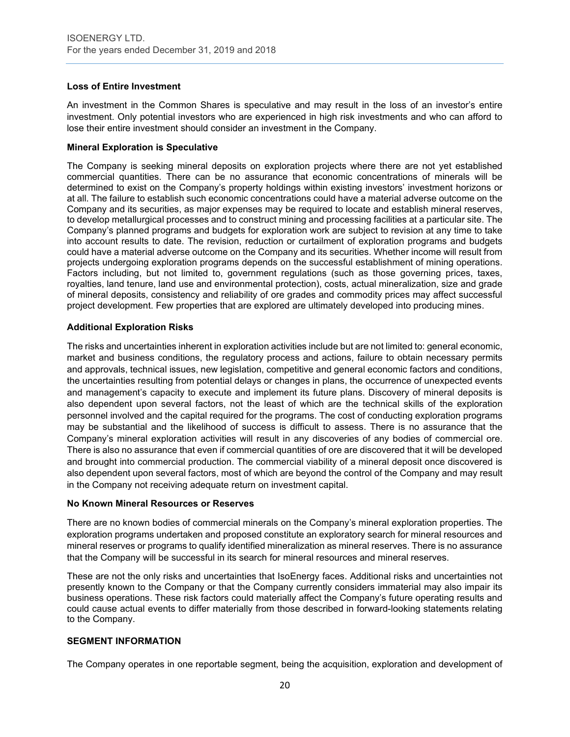### Loss of Entire Investment

An investment in the Common Shares is speculative and may result in the loss of an investor's entire investment. Only potential investors who are experienced in high risk investments and who can afford to lose their entire investment should consider an investment in the Company.

### Mineral Exploration is Speculative

The Company is seeking mineral deposits on exploration projects where there are not yet established commercial quantities. There can be no assurance that economic concentrations of minerals will be determined to exist on the Company's property holdings within existing investors' investment horizons or at all. The failure to establish such economic concentrations could have a material adverse outcome on the Company and its securities, as major expenses may be required to locate and establish mineral reserves, to develop metallurgical processes and to construct mining and processing facilities at a particular site. The Company's planned programs and budgets for exploration work are subject to revision at any time to take into account results to date. The revision, reduction or curtailment of exploration programs and budgets could have a material adverse outcome on the Company and its securities. Whether income will result from projects undergoing exploration programs depends on the successful establishment of mining operations. Factors including, but not limited to, government regulations (such as those governing prices, taxes, royalties, land tenure, land use and environmental protection), costs, actual mineralization, size and grade of mineral deposits, consistency and reliability of ore grades and commodity prices may affect successful project development. Few properties that are explored are ultimately developed into producing mines.

### Additional Exploration Risks

The risks and uncertainties inherent in exploration activities include but are not limited to: general economic, market and business conditions, the regulatory process and actions, failure to obtain necessary permits and approvals, technical issues, new legislation, competitive and general economic factors and conditions, the uncertainties resulting from potential delays or changes in plans, the occurrence of unexpected events and management's capacity to execute and implement its future plans. Discovery of mineral deposits is also dependent upon several factors, not the least of which are the technical skills of the exploration personnel involved and the capital required for the programs. The cost of conducting exploration programs may be substantial and the likelihood of success is difficult to assess. There is no assurance that the Company's mineral exploration activities will result in any discoveries of any bodies of commercial ore. There is also no assurance that even if commercial quantities of ore are discovered that it will be developed and brought into commercial production. The commercial viability of a mineral deposit once discovered is also dependent upon several factors, most of which are beyond the control of the Company and may result in the Company not receiving adequate return on investment capital.

### No Known Mineral Resources or Reserves

There are no known bodies of commercial minerals on the Company's mineral exploration properties. The exploration programs undertaken and proposed constitute an exploratory search for mineral resources and mineral reserves or programs to qualify identified mineralization as mineral reserves. There is no assurance that the Company will be successful in its search for mineral resources and mineral reserves.

These are not the only risks and uncertainties that IsoEnergy faces. Additional risks and uncertainties not presently known to the Company or that the Company currently considers immaterial may also impair its business operations. These risk factors could materially affect the Company's future operating results and could cause actual events to differ materially from those described in forward-looking statements relating to the Company.

## SEGMENT INFORMATION

The Company operates in one reportable segment, being the acquisition, exploration and development of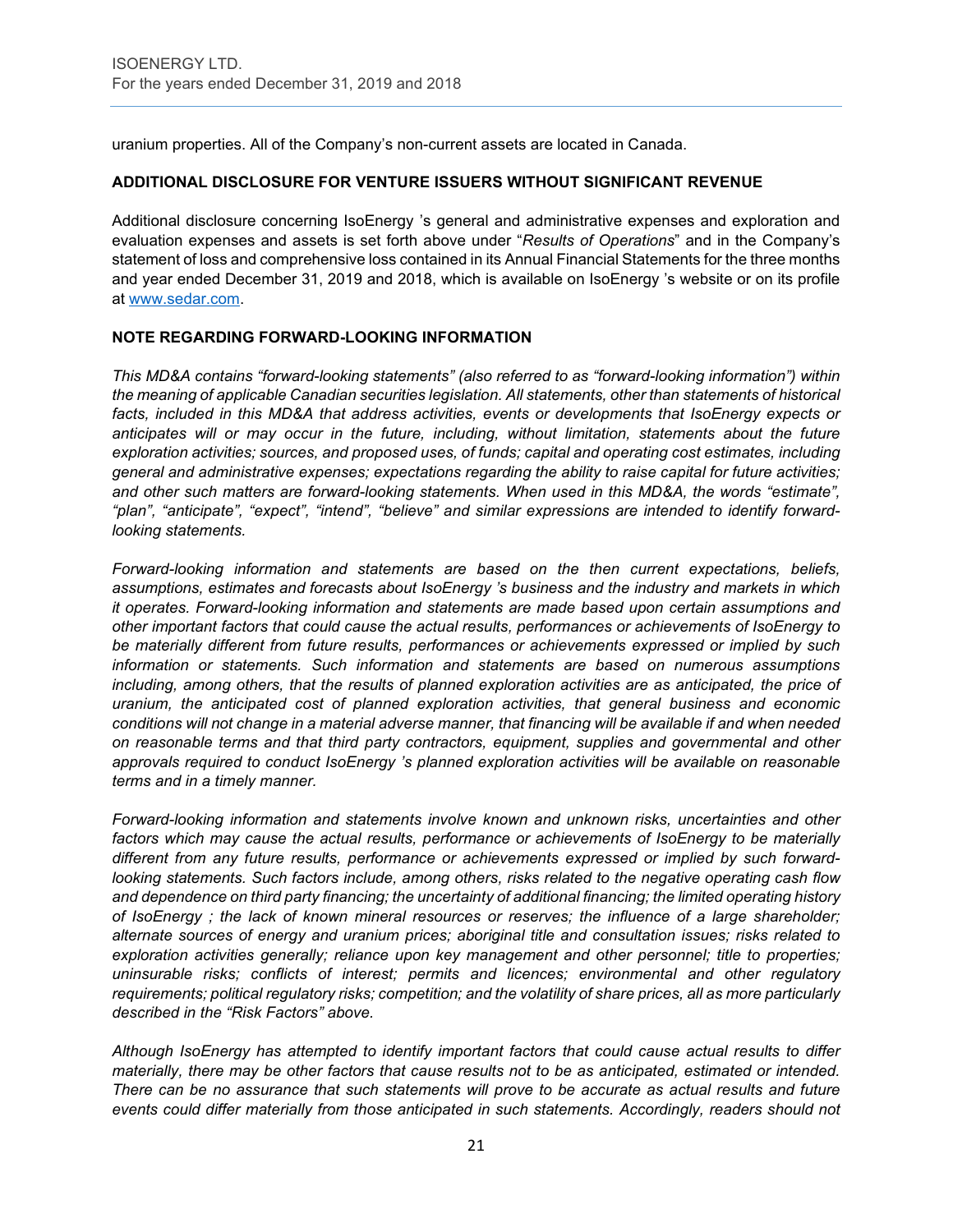uranium properties. All of the Company's non-current assets are located in Canada.

## ADDITIONAL DISCLOSURE FOR VENTURE ISSUERS WITHOUT SIGNIFICANT REVENUE

Additional disclosure concerning IsoEnergy 's general and administrative expenses and exploration and evaluation expenses and assets is set forth above under "*Results of Operations*" and in the Company's statement of loss and comprehensive loss contained in its Annual Financial Statements for the three months and year ended December 31, 2019 and 2018, which is available on IsoEnergy 's website or on its profile at [www.sedar.com](www.sedar.com).

## NOTE REGARDING FORWARD-LOOKING INFORMATION

*This MD&A contains "forward-looking statements" (also referred to as "forward-looking information") within the meaning of applicable Canadian securities legislation. All statements, other than statements of historical facts, included in this MD&A that address activities, events or developments that IsoEnergy expects or anticipates will or may occur in the future, including, without limitation, statements about the future exploration activities; sources, and proposed uses, of funds; capital and operating cost estimates, including general and administrative expenses; expectations regarding the ability to raise capital for future activities; and other such matters are forward-looking statements. When used in this MD&A, the words "estimate", "plan", "anticipate", "expect", "intend", "believe" and similar expressions are intended to identify forward-looking statements.*

*Forward-looking information and statements are based on the then current expectations, beliefs, assumptions, estimates and forecasts about IsoEnergy 's business and the industry and markets in which it operates. Forward-looking information and statements are made based upon certain assumptions and other important factors that could cause the actual results, performances or achievements of IsoEnergy to be materially different from future results, performances or achievements expressed or implied by such information or statements. Such information and statements are based on numerous assumptions including, among others, that the results of planned exploration activities are as anticipated, the price of uranium, the anticipated cost of planned exploration activities, that general business and economic conditions will not change in a material adverse manner, that financing will be available if and when needed on reasonable terms and that third party contractors, equipment, supplies and governmental and other approvals required to conduct IsoEnergy 's planned exploration activities will be available on reasonable terms and in a timely manner.*

*Forward-looking information and statements involve known and unknown risks, uncertainties and other factors which may cause the actual results, performance or achievements of IsoEnergy to be materially different from any future results, performance or achievements expressed or implied by such forward-looking statements. Such factors include, among others, risks related to the negative operating cash flow and dependence on third party financing; the uncertainty of additional financing; the limited operating history of IsoEnergy ; the lack of known mineral resources or reserves; the influence of a large shareholder; alternate sources of energy and uranium prices; aboriginal title and consultation issues; risks related to exploration activities generally; reliance upon key management and other personnel; title to properties; uninsurable risks; conflicts of interest; permits and licences; environmental and other regulatory requirements; political regulatory risks; competition; and the volatility of share prices, all as more particularly described in the "Risk Factors" above.*

*Although IsoEnergy has attempted to identify important factors that could cause actual results to differ materially, there may be other factors that cause results not to be as anticipated, estimated or intended. There can be no assurance that such statements will prove to be accurate as actual results and future events could differ materially from those anticipated in such statements. Accordingly, readers should not*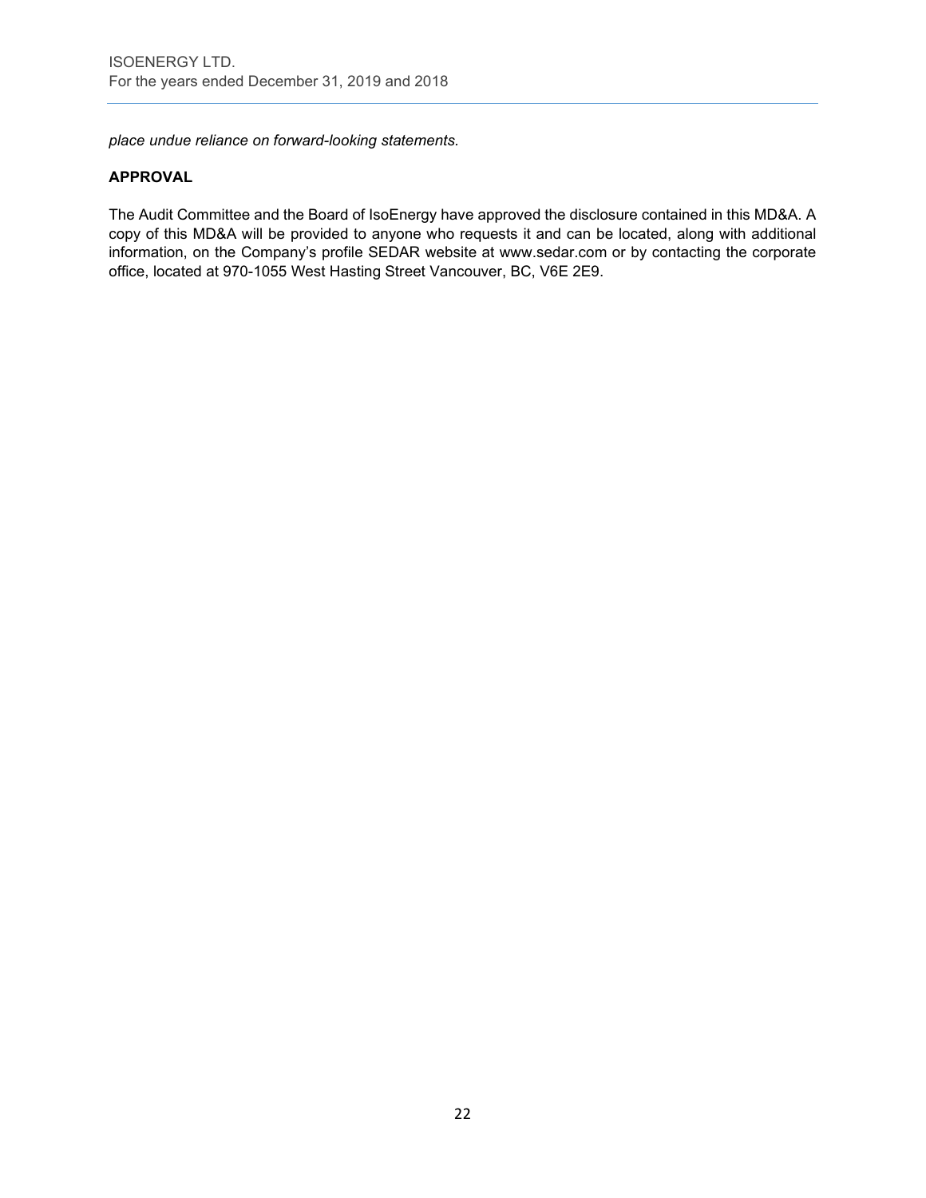*place undue reliance on forward-looking statements.*

**APPROVAL**

The Audit Committee and the Board of IsoEnergy have approved the disclosure contained in this MD&A. A copy of this MD&A will be provided to anyone who requests it and can be located, along with additional information, on the Company's profile SEDAR website at www.sedar.com or by contacting the corporate office, located at 970-1055 West Hasting Street Vancouver, BC, V6E 2E9.